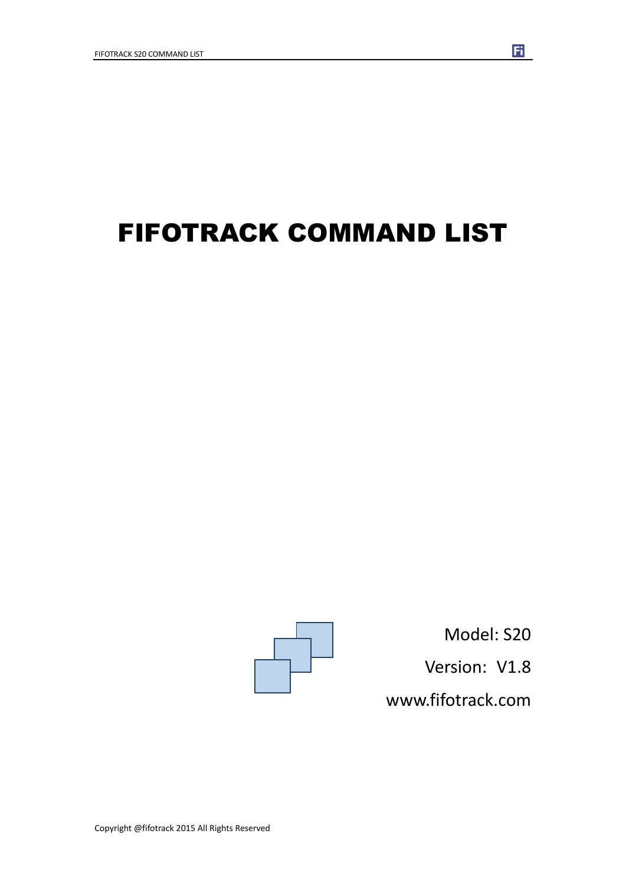# FIFOTRACK COMMAND LIST

Model: S20

Version: V1.8

www.fifotrack.com

Copyright @fifotrack 2015 All Rights Reserved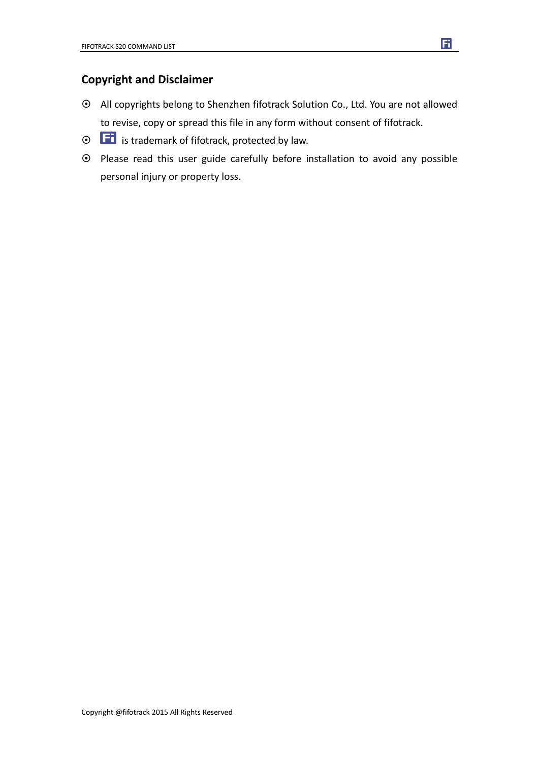## Copyright and Disclaimer

- All copyrights belong to Shenzhen fifotrack Solution Co., Ltd. You are not allowed to revise, copy or spread this file in any form without consent of fifotrack.
- Fi is trademark of fifotrack, protected by law.
- Please read this user guide carefully before installation to avoid any possible personal injury or property loss.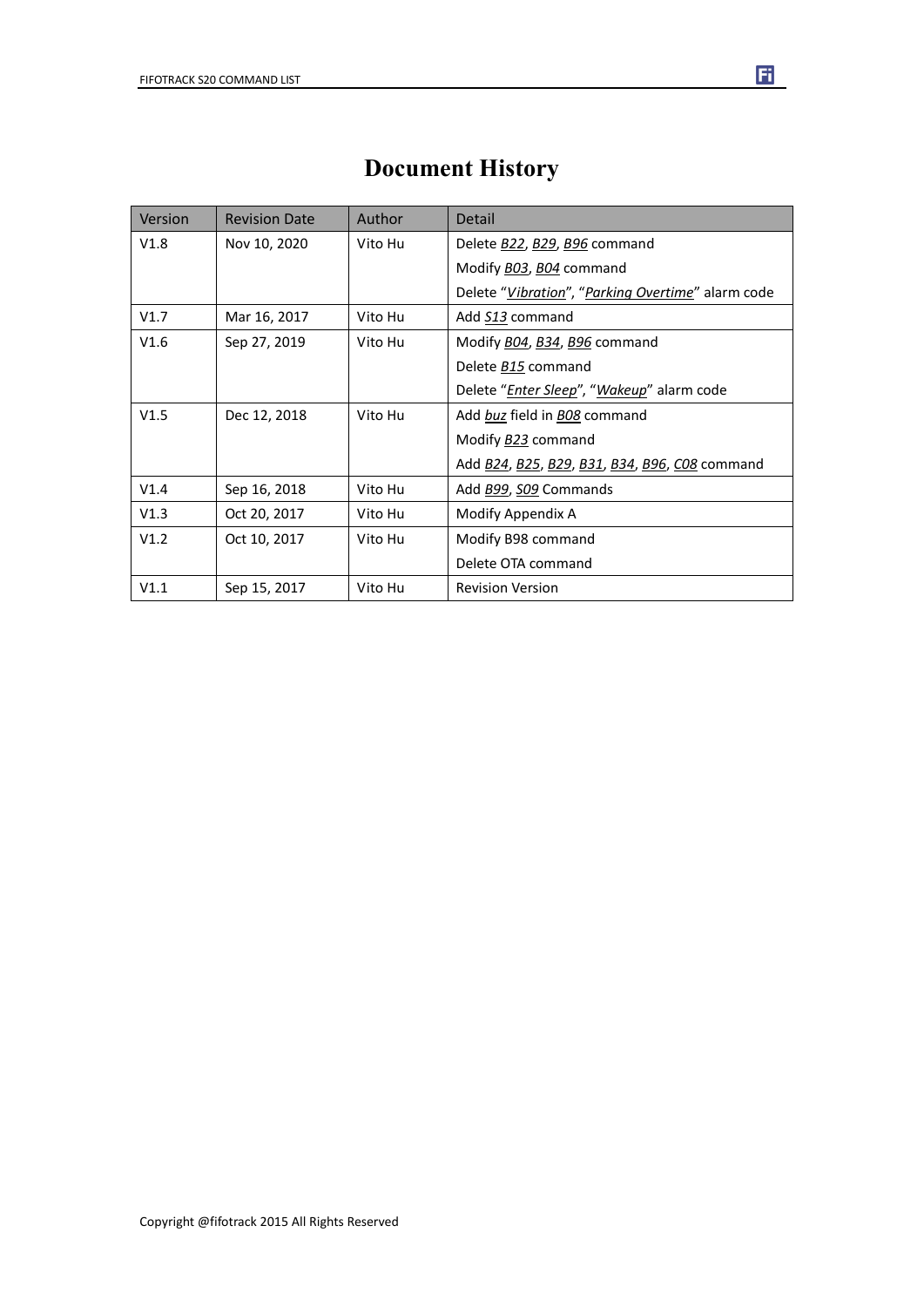# Document History

| Version | Revision Date | Author | Detail |
|---|---|---|---|
| V1.8 | Nov 10, 2020 | Vito Hu | Delete *B22*, *B29*, *B96* command<br>Modify *B03*, *B04* command<br>Delete "*Vibration*", "*Parking Overtime*" alarm code |
| V1.7 | Mar 16, 2017 | Vito Hu | Add *S13* command |
| V1.6 | Sep 27, 2019 | Vito Hu | Modify *B04*, *B34*, *B96* command<br>Delete *B15* command<br>Delete "*Enter Sleep*", "*Wakeup*" alarm code |
| V1.5 | Dec 12, 2018 | Vito Hu | Add *buz* field in *B08* command<br>Modify *B23* command<br>Add *B24*, *B25*, *B29*, *B31*, *B34*, *B96*, *C08* command |
| V1.4 | Sep 16, 2018 | Vito Hu | Add *B99*, *S09* Commands |
| V1.3 | Oct 20, 2017 | Vito Hu | Modify Appendix A |
| V1.2 | Oct 10, 2017 | Vito Hu | Modify B98 command<br>Delete OTA command |
| V1.1 | Sep 15, 2017 | Vito Hu | Revision Version |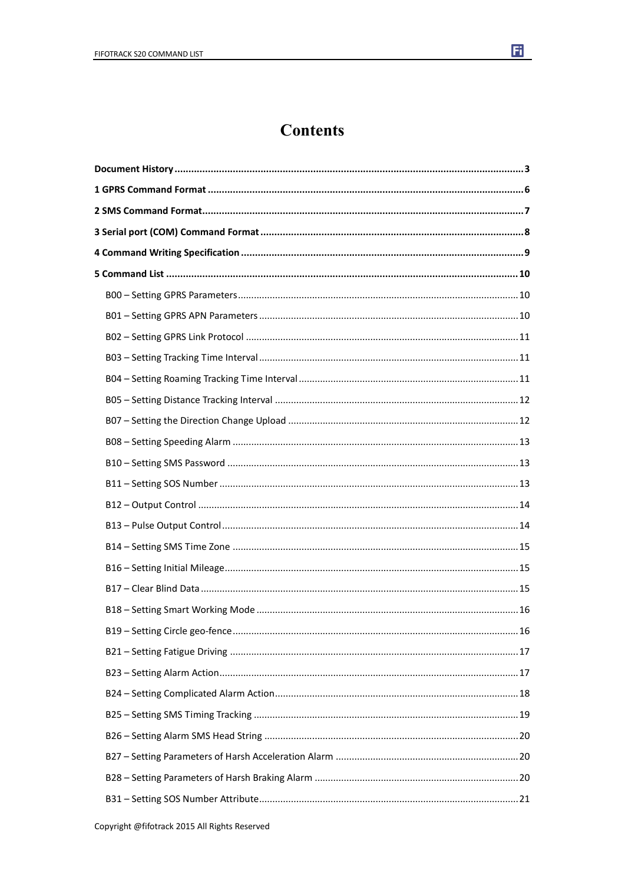# Contents

**Document History** .......... **3**

**1 GPRS Command Format** .......... **6**

**2 SMS Command Format** .......... **7**

**3 Serial port (COM) Command Format** .......... **8**

**4 Command Writing Specification** .......... **9**

**5 Command List** .......... **10**

- B00 – Setting GPRS Parameters .......... 10
- B01 – Setting GPRS APN Parameters .......... 10
- B02 – Setting GPRS Link Protocol .......... 11
- B03 – Setting Tracking Time Interval .......... 11
- B04 – Setting Roaming Tracking Time Interval .......... 11
- B05 – Setting Distance Tracking Interval .......... 12
- B07 – Setting the Direction Change Upload .......... 12
- B08 – Setting Speeding Alarm .......... 13
- B10 – Setting SMS Password .......... 13
- B11 – Setting SOS Number .......... 13
- B12 – Output Control .......... 14
- B13 – Pulse Output Control .......... 14
- B14 – Setting SMS Time Zone .......... 15
- B16 – Setting Initial Mileage .......... 15
- B17 – Clear Blind Data .......... 15
- B18 – Setting Smart Working Mode .......... 16
- B19 – Setting Circle geo-fence .......... 16
- B21 – Setting Fatigue Driving .......... 17
- B23 – Setting Alarm Action .......... 17
- B24 – Setting Complicated Alarm Action .......... 18
- B25 – Setting SMS Timing Tracking .......... 19
- B26 – Setting Alarm SMS Head String .......... 20
- B27 – Setting Parameters of Harsh Acceleration Alarm .......... 20
- B28 – Setting Parameters of Harsh Braking Alarm .......... 20
- B31 – Setting SOS Number Attribute .......... 21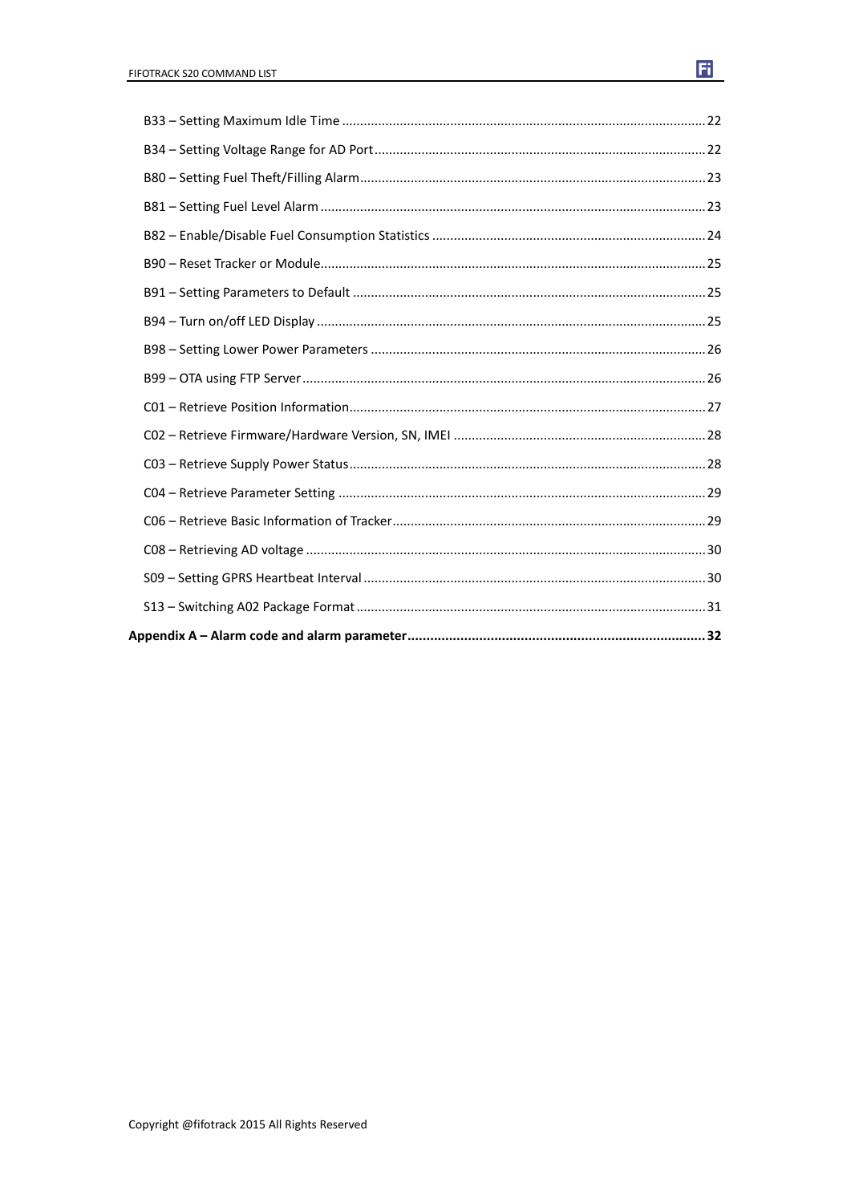B33 – Setting Maximum Idle Time ........................................................................................................ 22

B34 – Setting Voltage Range for AD Port ............................................................................................... 22

B80 – Setting Fuel Theft/Filling Alarm .................................................................................................. 23

B81 – Setting Fuel Level Alarm ............................................................................................................. 23

B82 – Enable/Disable Fuel Consumption Statistics ................................................................................ 24

B90 – Reset Tracker or Module .............................................................................................................. 25

B91 – Setting Parameters to Default ...................................................................................................... 25

B94 – Turn on/off LED Display ............................................................................................................... 25

B98 – Setting Lower Power Parameters ................................................................................................. 26

B99 – OTA using FTP Server .................................................................................................................. 26

C01 – Retrieve Position Information ...................................................................................................... 27

C02 – Retrieve Firmware/Hardware Version, SN, IMEI .......................................................................... 28

C03 – Retrieve Supply Power Status ...................................................................................................... 28

C04 – Retrieve Parameter Setting .......................................................................................................... 29

C06 – Retrieve Basic Information of Tracker .......................................................................................... 29

C08 – Retrieving AD voltage .................................................................................................................. 30

S09 – Setting GPRS Heartbeat Interval .................................................................................................. 30

S13 – Switching A02 Package Format .................................................................................................... 31

**Appendix A – Alarm code and alarm parameter ............................................................................... 32**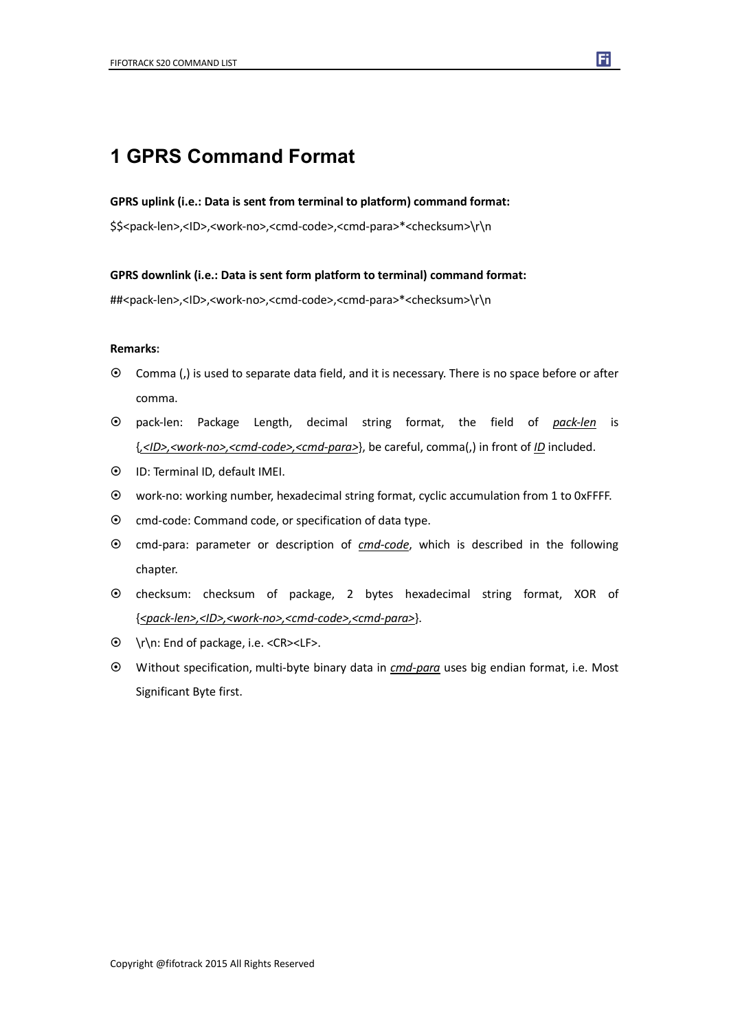# 1 GPRS Command Format

**GPRS uplink (i.e.: Data is sent from terminal to platform) command format:**

$$<pack-len>,<ID>,<work-no>,<cmd-code>,<cmd-para>*<checksum>\r\n

**GPRS downlink (i.e.: Data is sent form platform to terminal) command format:**

##<pack-len>,<ID>,<work-no>,<cmd-code>,<cmd-para>*<checksum>\r\n

**Remarks:**

- Comma (,) is used to separate data field, and it is necessary. There is no space before or after comma.
- pack-len: Package Length, decimal string format, the field of *pack-len* is {*,<ID>,<work-no>,<cmd-code>,<cmd-para>*}, be careful, comma(,) in front of *ID* included.
- ID: Terminal ID, default IMEI.
- work-no: working number, hexadecimal string format, cyclic accumulation from 1 to 0xFFFF.
- cmd-code: Command code, or specification of data type.
- cmd-para: parameter or description of *cmd-code*, which is described in the following chapter.
- checksum: checksum of package, 2 bytes hexadecimal string format, XOR of {*<pack-len>,<ID>,<work-no>,<cmd-code>,<cmd-para>*}.
- \r\n: End of package, i.e. <CR><LF>.
- Without specification, multi-byte binary data in *cmd-para* uses big endian format, i.e. Most Significant Byte first.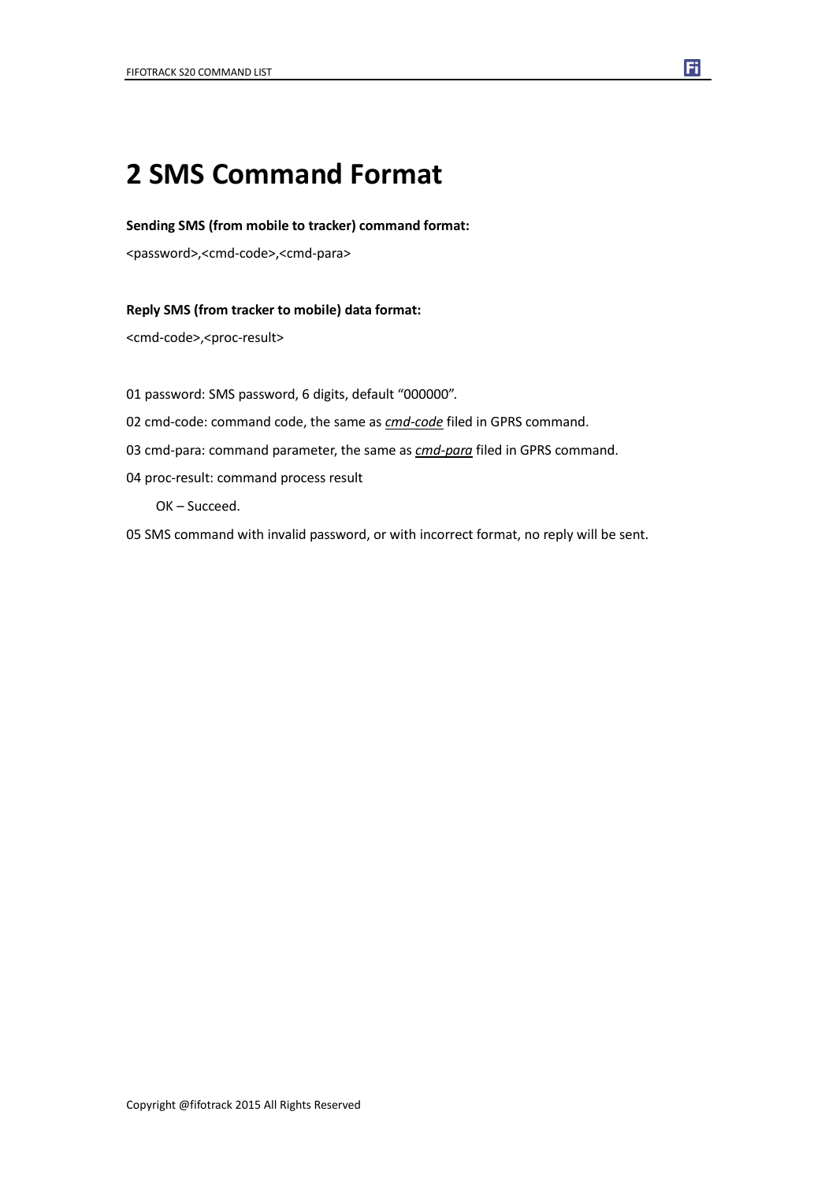# 2 SMS Command Format

**Sending SMS (from mobile to tracker) command format:**

<password>,<cmd-code>,<cmd-para>

**Reply SMS (from tracker to mobile) data format:**

<cmd-code>,<proc-result>

01 password: SMS password, 6 digits, default "000000".

02 cmd-code: command code, the same as ***cmd-code*** filed in GPRS command.

03 cmd-para: command parameter, the same as ***cmd-para*** filed in GPRS command.

04 proc-result: command process result

  OK – Succeed.

05 SMS command with invalid password, or with incorrect format, no reply will be sent.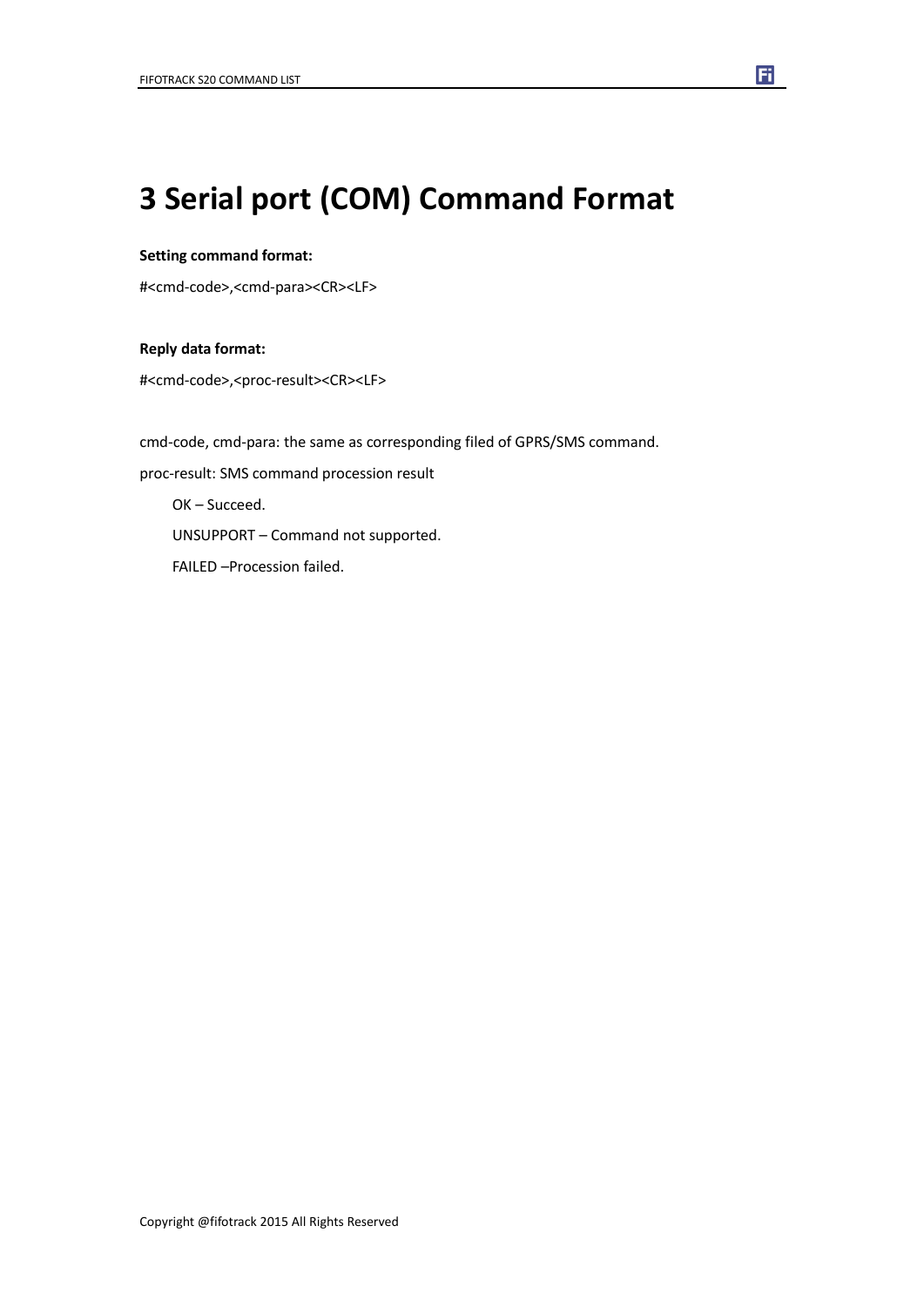# 3 Serial port (COM) Command Format

**Setting command format:**

#<cmd-code>,<cmd-para><CR><LF>

**Reply data format:**

#<cmd-code>,<proc-result><CR><LF>

cmd-code, cmd-para: the same as corresponding filed of GPRS/SMS command.

proc-result: SMS command procession result

OK – Succeed.

UNSUPPORT – Command not supported.

FAILED –Procession failed.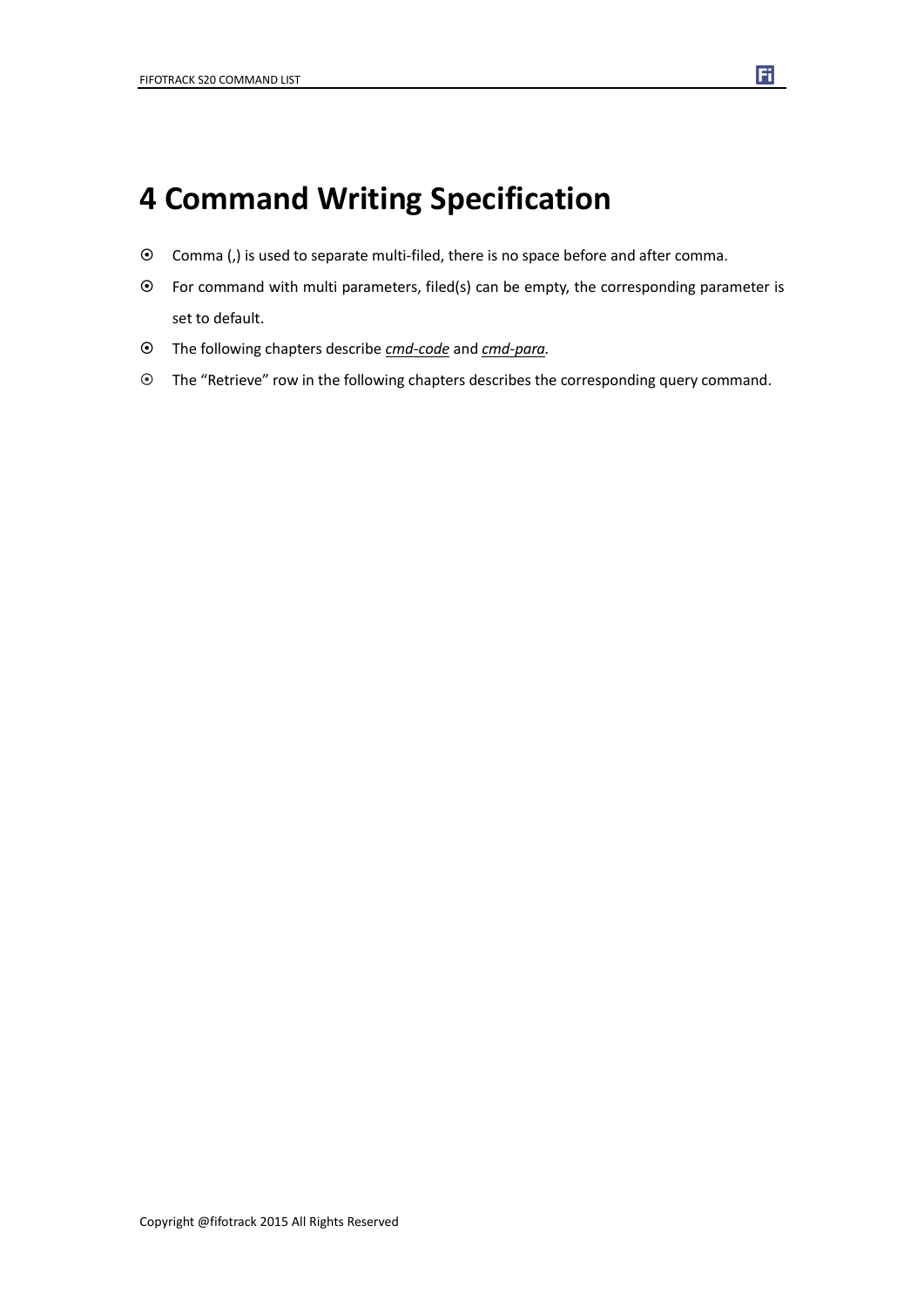# 4 Command Writing Specification

- Comma (,) is used to separate multi-filed, there is no space before and after comma.
- For command with multi parameters, filed(s) can be empty, the corresponding parameter is set to default.
- The following chapters describe ***cmd-code*** and ***cmd-para***.
- The “Retrieve” row in the following chapters describes the corresponding query command.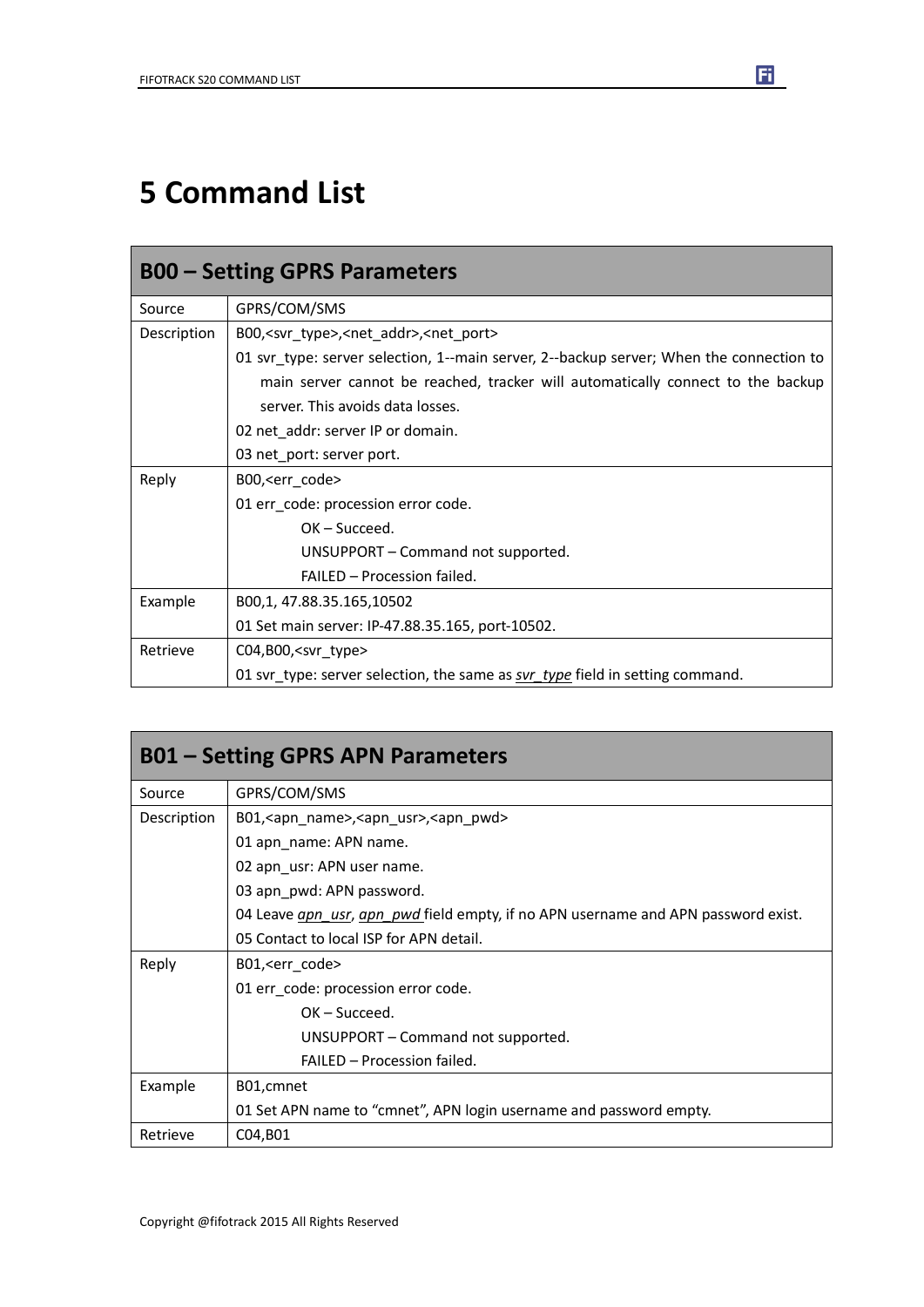# 5 Command List

| B00 – Setting GPRS Parameters | |
|---|---|
| Source | GPRS/COM/SMS |
| Description | B00,<svr_type>,<net_addr>,<net_port><br>01 svr_type: server selection, 1--main server, 2--backup server; When the connection to main server cannot be reached, tracker will automatically connect to the backup server. This avoids data losses.<br>02 net_addr: server IP or domain.<br>03 net_port: server port. |
| Reply | B00,<err_code><br>01 err_code: procession error code.<br>OK – Succeed.<br>UNSUPPORT – Command not supported.<br>FAILED – Procession failed. |
| Example | B00,1, 47.88.35.165,10502<br>01 Set main server: IP-47.88.35.165, port-10502. |
| Retrieve | C04,B00,<svr_type><br>01 svr_type: server selection, the same as *svr_type* field in setting command. |

| B01 – Setting GPRS APN Parameters | |
|---|---|
| Source | GPRS/COM/SMS |
| Description | B01,<apn_name>,<apn_usr>,<apn_pwd><br>01 apn_name: APN name.<br>02 apn_usr: APN user name.<br>03 apn_pwd: APN password.<br>04 Leave *apn_usr*, *apn_pwd* field empty, if no APN username and APN password exist.<br>05 Contact to local ISP for APN detail. |
| Reply | B01,<err_code><br>01 err_code: procession error code.<br>OK – Succeed.<br>UNSUPPORT – Command not supported.<br>FAILED – Procession failed. |
| Example | B01,cmnet<br>01 Set APN name to "cmnet", APN login username and password empty. |
| Retrieve | C04,B01 |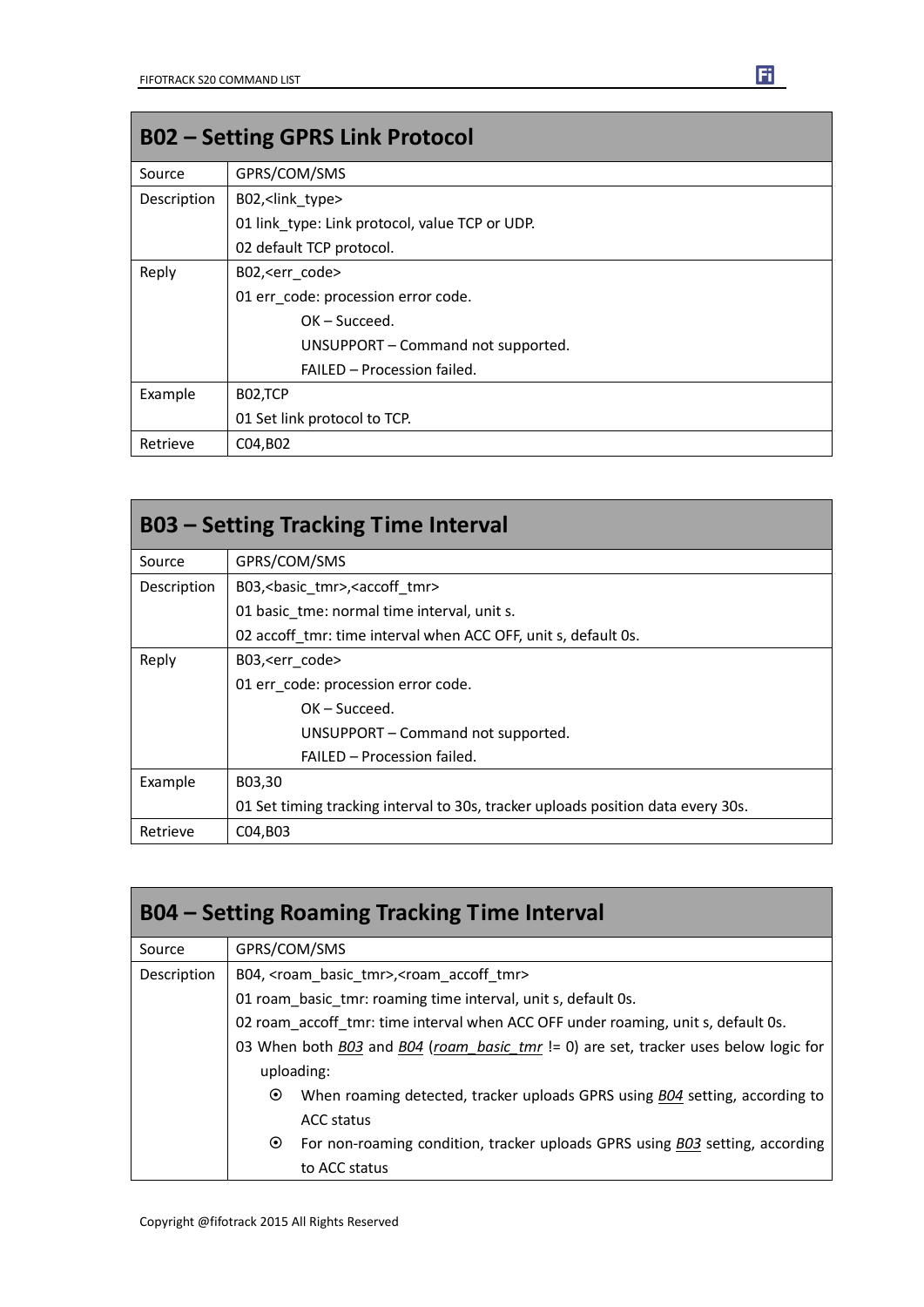## B02 – Setting GPRS Link Protocol

| | |
|---|---|
| Source | GPRS/COM/SMS |
| Description | B02,<link_type><br>01 link_type: Link protocol, value TCP or UDP.<br>02 default TCP protocol. |
| Reply | B02,<err_code><br>01 err_code: procession error code.<br>OK – Succeed.<br>UNSUPPORT – Command not supported.<br>FAILED – Procession failed. |
| Example | B02,TCP<br>01 Set link protocol to TCP. |
| Retrieve | C04,B02 |

## B03 – Setting Tracking Time Interval

| | |
|---|---|
| Source | GPRS/COM/SMS |
| Description | B03,<basic_tmr>,<accoff_tmr><br>01 basic_tme: normal time interval, unit s.<br>02 accoff_tmr: time interval when ACC OFF, unit s, default 0s. |
| Reply | B03,<err_code><br>01 err_code: procession error code.<br>OK – Succeed.<br>UNSUPPORT – Command not supported.<br>FAILED – Procession failed. |
| Example | B03,30<br>01 Set timing tracking interval to 30s, tracker uploads position data every 30s. |
| Retrieve | C04,B03 |

## B04 – Setting Roaming Tracking Time Interval

| | |
|---|---|
| Source | GPRS/COM/SMS |
| Description | B04, <roam_basic_tmr>,<roam_accoff_tmr><br>01 roam_basic_tmr: roaming time interval, unit s, default 0s.<br>02 roam_accoff_tmr: time interval when ACC OFF under roaming, unit s, default 0s.<br>03 When both *B03* and *B04* (*roam_basic_tmr* != 0) are set, tracker uses below logic for uploading:<br>⊙ When roaming detected, tracker uploads GPRS using *B04* setting, according to ACC status<br>⊙ For non-roaming condition, tracker uploads GPRS using *B03* setting, according to ACC status |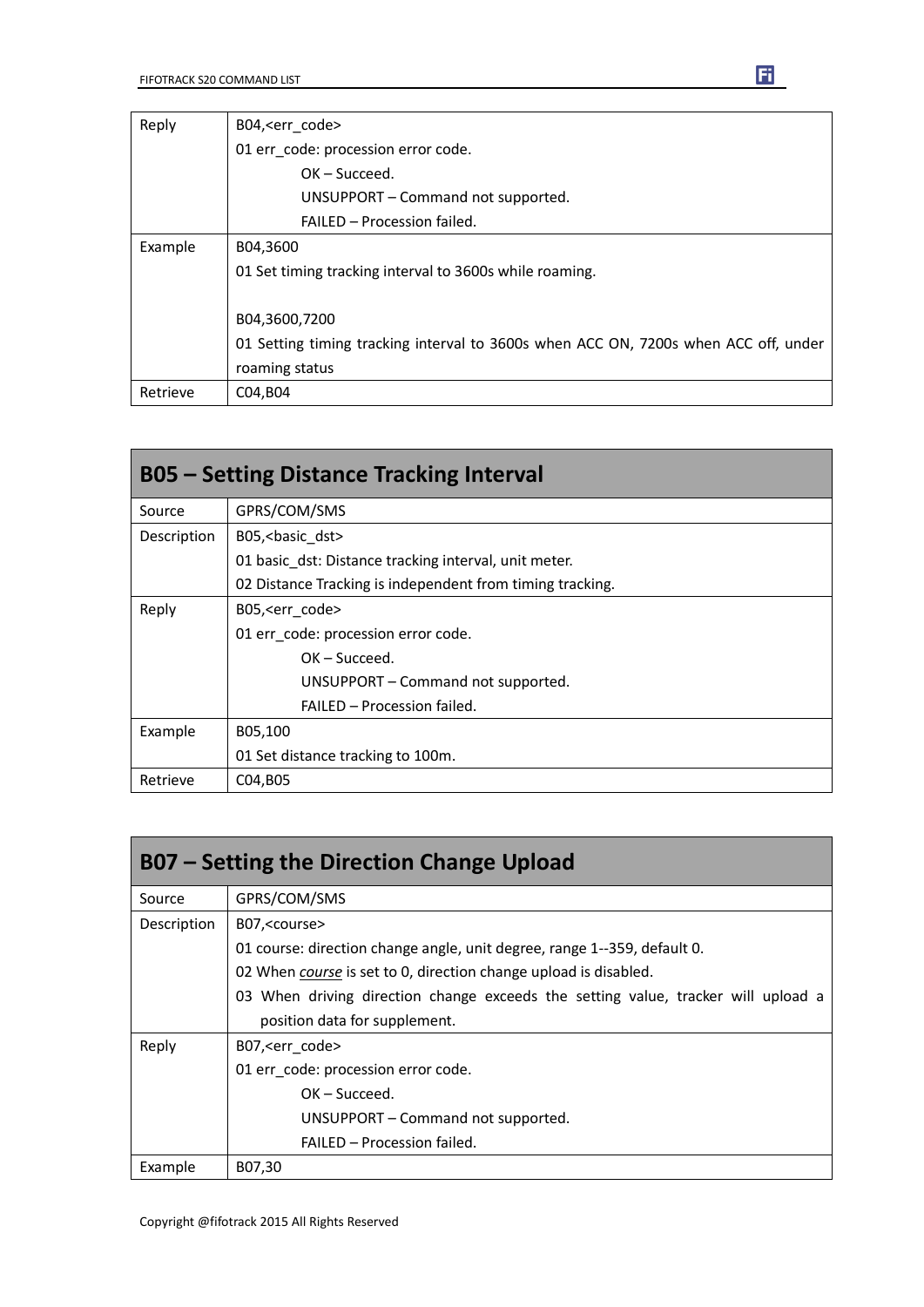| | |
|---|---|
| Reply | B04,<err_code><br>01 err_code: procession error code.<br>OK – Succeed.<br>UNSUPPORT – Command not supported.<br>FAILED – Procession failed. |
| Example | B04,3600<br>01 Set timing tracking interval to 3600s while roaming.<br><br>B04,3600,7200<br>01 Setting timing tracking interval to 3600s when ACC ON, 7200s when ACC off, under roaming status |
| Retrieve | C04,B04 |

## B05 – Setting Distance Tracking Interval

| | |
|---|---|
| Source | GPRS/COM/SMS |
| Description | B05,<basic_dst><br>01 basic_dst: Distance tracking interval, unit meter.<br>02 Distance Tracking is independent from timing tracking. |
| Reply | B05,<err_code><br>01 err_code: procession error code.<br>OK – Succeed.<br>UNSUPPORT – Command not supported.<br>FAILED – Procession failed. |
| Example | B05,100<br>01 Set distance tracking to 100m. |
| Retrieve | C04,B05 |

## B07 – Setting the Direction Change Upload

| | |
|---|---|
| Source | GPRS/COM/SMS |
| Description | B07,<course><br>01 course: direction change angle, unit degree, range 1--359, default 0.<br>02 When *course* is set to 0, direction change upload is disabled.<br>03 When driving direction change exceeds the setting value, tracker will upload a position data for supplement. |
| Reply | B07,<err_code><br>01 err_code: procession error code.<br>OK – Succeed.<br>UNSUPPORT – Command not supported.<br>FAILED – Procession failed. |
| Example | B07,30 |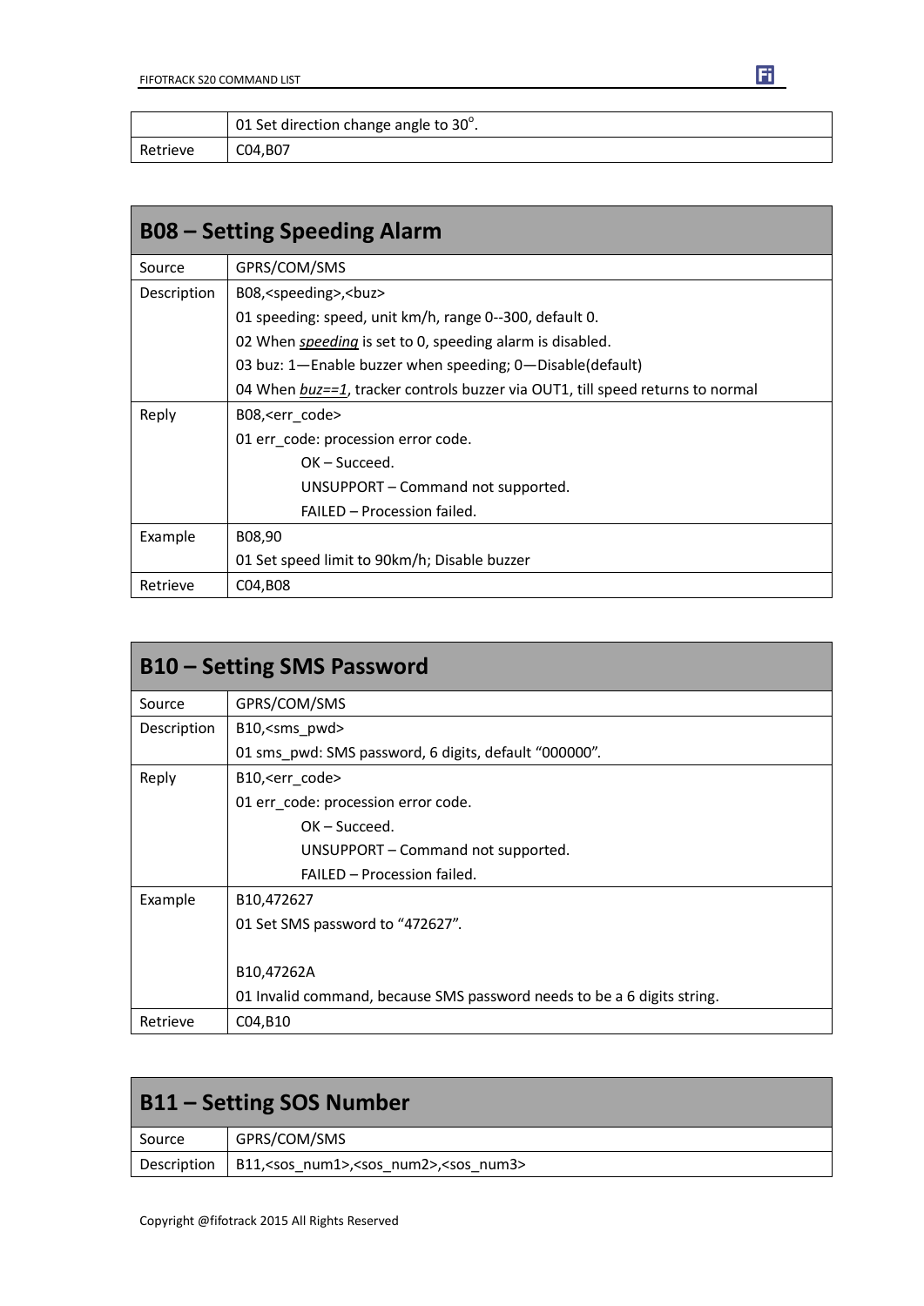| | |
|---|---|
| | 01 Set direction change angle to 30°. |
| Retrieve | C04,B07 |

## B08 – Setting Speeding Alarm

| | |
|---|---|
| Source | GPRS/COM/SMS |
| Description | B08,<speeding>,<buz><br>01 speeding: speed, unit km/h, range 0--300, default 0.<br>02 When *speeding* is set to 0, speeding alarm is disabled.<br>03 buz: 1—Enable buzzer when speeding; 0—Disable(default)<br>04 When *buz==1*, tracker controls buzzer via OUT1, till speed returns to normal |
| Reply | B08,<err_code><br>01 err_code: procession error code.<br>OK – Succeed.<br>UNSUPPORT – Command not supported.<br>FAILED – Procession failed. |
| Example | B08,90<br>01 Set speed limit to 90km/h; Disable buzzer |
| Retrieve | C04,B08 |

## B10 – Setting SMS Password

| | |
|---|---|
| Source | GPRS/COM/SMS |
| Description | B10,<sms_pwd><br>01 sms_pwd: SMS password, 6 digits, default “000000”. |
| Reply | B10,<err_code><br>01 err_code: procession error code.<br>OK – Succeed.<br>UNSUPPORT – Command not supported.<br>FAILED – Procession failed. |
| Example | B10,472627<br>01 Set SMS password to “472627”.<br><br>B10,47262A<br>01 Invalid command, because SMS password needs to be a 6 digits string. |
| Retrieve | C04,B10 |

## B11 – Setting SOS Number

| | |
|---|---|
| Source | GPRS/COM/SMS |
| Description | B11,<sos_num1>,<sos_num2>,<sos_num3> |

Copyright @fifotrack 2015 All Rights Reserved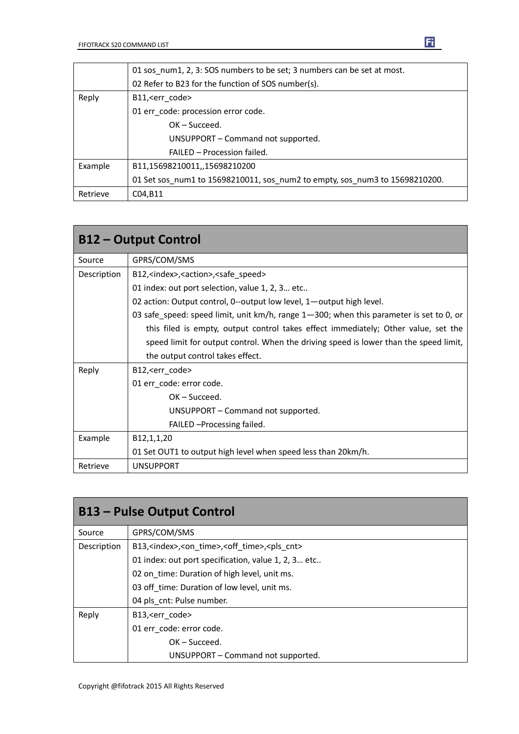| | |
|---|---|
| | 01 sos_num1, 2, 3: SOS numbers to be set; 3 numbers can be set at most.<br>02 Refer to B23 for the function of SOS number(s). |
| Reply | B11,<err_code><br>01 err_code: procession error code.<br>OK – Succeed.<br>UNSUPPORT – Command not supported.<br>FAILED – Procession failed. |
| Example | B11,15698210011,,15698210200<br>01 Set sos_num1 to 15698210011, sos_num2 to empty, sos_num3 to 15698210200. |
| Retrieve | C04,B11 |

## B12 – Output Control

| | |
|---|---|
| Source | GPRS/COM/SMS |
| Description | B12,<index>,<action>,<safe_speed><br>01 index: out port selection, value 1, 2, 3… etc..<br>02 action: Output control, 0--output low level, 1—output high level.<br>03 safe_speed: speed limit, unit km/h, range 1—300; when this parameter is set to 0, or this filed is empty, output control takes effect immediately; Other value, set the speed limit for output control. When the driving speed is lower than the speed limit, the output control takes effect. |
| Reply | B12,<err_code><br>01 err_code: error code.<br>OK – Succeed.<br>UNSUPPORT – Command not supported.<br>FAILED –Processing failed. |
| Example | B12,1,1,20<br>01 Set OUT1 to output high level when speed less than 20km/h. |
| Retrieve | UNSUPPORT |

## B13 – Pulse Output Control

| | |
|---|---|
| Source | GPRS/COM/SMS |
| Description | B13,<index>,<on_time>,<off_time>,<pls_cnt><br>01 index: out port specification, value 1, 2, 3… etc..<br>02 on_time: Duration of high level, unit ms.<br>03 off_time: Duration of low level, unit ms.<br>04 pls_cnt: Pulse number. |
| Reply | B13,<err_code><br>01 err_code: error code.<br>OK – Succeed.<br>UNSUPPORT – Command not supported. |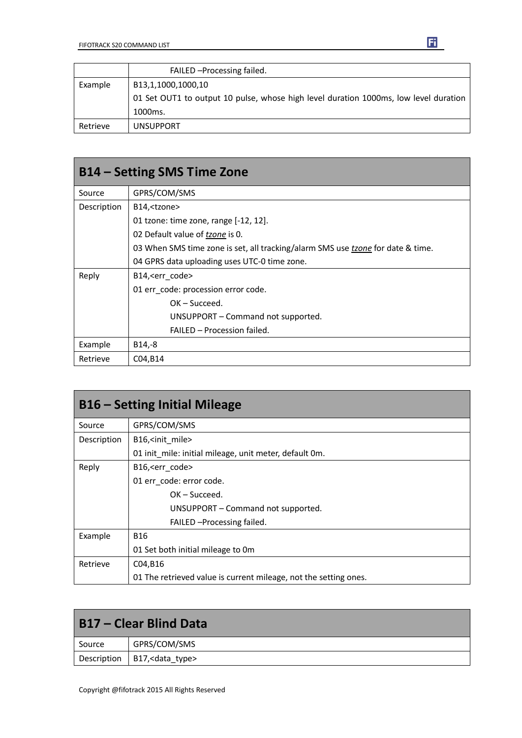| | |
|---|---|
| | FAILED –Processing failed. |
| Example | B13,1,1000,1000,10<br>01 Set OUT1 to output 10 pulse, whose high level duration 1000ms, low level duration 1000ms. |
| Retrieve | UNSUPPORT |

## B14 – Setting SMS Time Zone

| | |
|---|---|
| Source | GPRS/COM/SMS |
| Description | B14,<tzone><br>01 tzone: time zone, range [-12, 12].<br>02 Default value of *tzone* is 0.<br>03 When SMS time zone is set, all tracking/alarm SMS use *tzone* for date & time.<br>04 GPRS data uploading uses UTC-0 time zone. |
| Reply | B14,<err_code><br>01 err_code: procession error code.<br>OK – Succeed.<br>UNSUPPORT – Command not supported.<br>FAILED – Procession failed. |
| Example | B14,-8 |
| Retrieve | C04,B14 |

## B16 – Setting Initial Mileage

| | |
|---|---|
| Source | GPRS/COM/SMS |
| Description | B16,<init_mile><br>01 init_mile: initial mileage, unit meter, default 0m. |
| Reply | B16,<err_code><br>01 err_code: error code.<br>OK – Succeed.<br>UNSUPPORT – Command not supported.<br>FAILED –Processing failed. |
| Example | B16<br>01 Set both initial mileage to 0m |
| Retrieve | C04,B16<br>01 The retrieved value is current mileage, not the setting ones. |

## B17 – Clear Blind Data

| | |
|---|---|
| Source | GPRS/COM/SMS |
| Description | B17,<data_type> |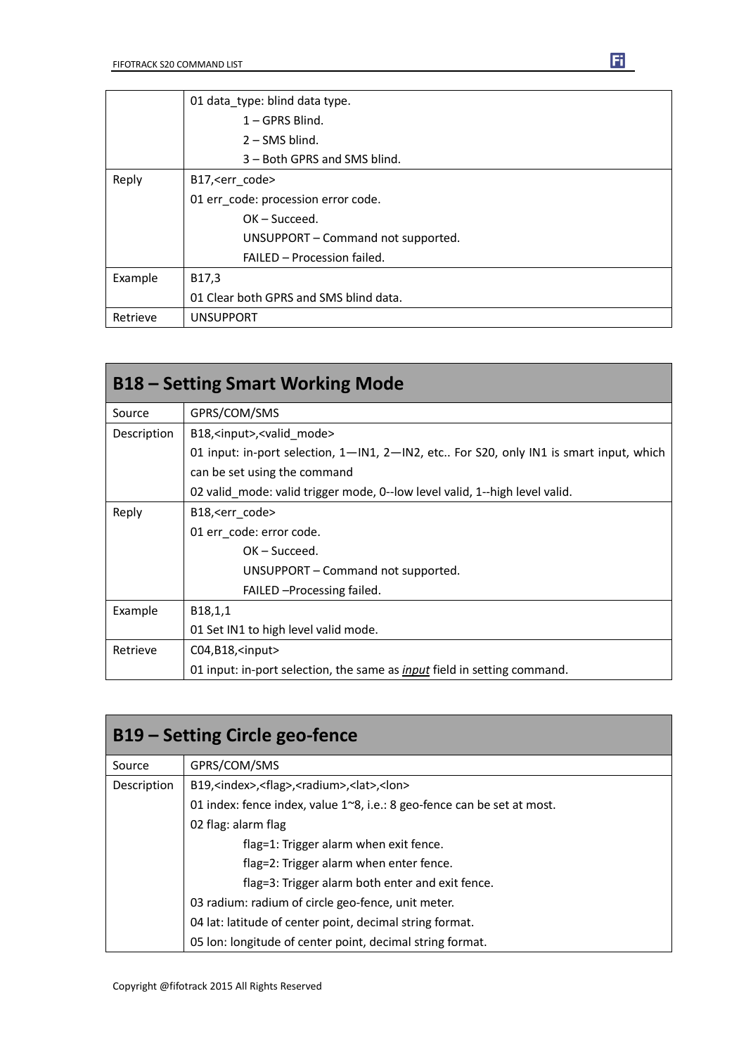|  |  |
|---|---|
|  | 01 data_type: blind data type.<br>1 – GPRS Blind.<br>2 – SMS blind.<br>3 – Both GPRS and SMS blind. |
| Reply | B17,<err_code><br>01 err_code: procession error code.<br>OK – Succeed.<br>UNSUPPORT – Command not supported.<br>FAILED – Procession failed. |
| Example | B17,3<br>01 Clear both GPRS and SMS blind data. |
| Retrieve | UNSUPPORT |

## B18 – Setting Smart Working Mode

|  |  |
|---|---|
| Source | GPRS/COM/SMS |
| Description | B18,<input>,<valid_mode><br>01 input: in-port selection, 1—IN1, 2—IN2, etc.. For S20, only IN1 is smart input, which can be set using the command<br>02 valid_mode: valid trigger mode, 0--low level valid, 1--high level valid. |
| Reply | B18,<err_code><br>01 err_code: error code.<br>OK – Succeed.<br>UNSUPPORT – Command not supported.<br>FAILED –Processing failed. |
| Example | B18,1,1<br>01 Set IN1 to high level valid mode. |
| Retrieve | C04,B18,<input><br>01 input: in-port selection, the same as ***input*** field in setting command. |

## B19 – Setting Circle geo-fence

|  |  |
|---|---|
| Source | GPRS/COM/SMS |
| Description | B19,<index>,<flag>,<radium>,<lat>,<lon><br>01 index: fence index, value 1~8, i.e.: 8 geo-fence can be set at most.<br>02 flag: alarm flag<br>flag=1: Trigger alarm when exit fence.<br>flag=2: Trigger alarm when enter fence.<br>flag=3: Trigger alarm both enter and exit fence.<br>03 radium: radium of circle geo-fence, unit meter.<br>04 lat: latitude of center point, decimal string format.<br>05 lon: longitude of center point, decimal string format. |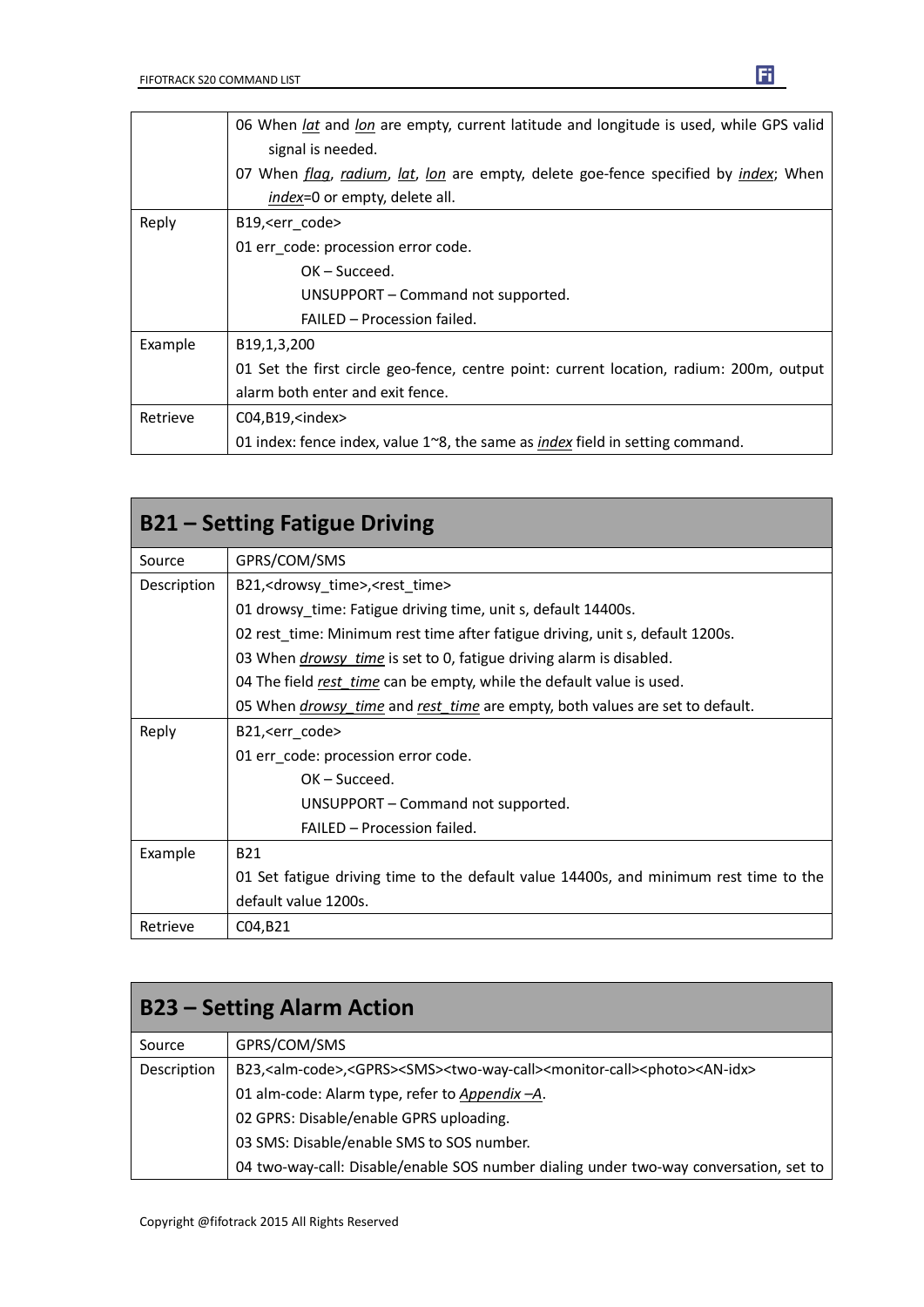| | |
|---|---|
| | 06 When *lat* and *lon* are empty, current latitude and longitude is used, while GPS valid signal is needed.<br>07 When *flag*, *radium*, *lat*, *lon* are empty, delete goe-fence specified by *index*; When *index*=0 or empty, delete all. |
| Reply | B19,<err_code><br>01 err_code: procession error code.<br>OK – Succeed.<br>UNSUPPORT – Command not supported.<br>FAILED – Procession failed. |
| Example | B19,1,3,200<br>01 Set the first circle geo-fence, centre point: current location, radium: 200m, output alarm both enter and exit fence. |
| Retrieve | C04,B19,<index><br>01 index: fence index, value 1~8, the same as *index* field in setting command. |

## B21 – Setting Fatigue Driving

| | |
|---|---|
| Source | GPRS/COM/SMS |
| Description | B21,<drowsy_time>,<rest_time><br>01 drowsy_time: Fatigue driving time, unit s, default 14400s.<br>02 rest_time: Minimum rest time after fatigue driving, unit s, default 1200s.<br>03 When *drowsy_time* is set to 0, fatigue driving alarm is disabled.<br>04 The field *rest_time* can be empty, while the default value is used.<br>05 When *drowsy_time* and *rest_time* are empty, both values are set to default. |
| Reply | B21,<err_code><br>01 err_code: procession error code.<br>OK – Succeed.<br>UNSUPPORT – Command not supported.<br>FAILED – Procession failed. |
| Example | B21<br>01 Set fatigue driving time to the default value 14400s, and minimum rest time to the default value 1200s. |
| Retrieve | C04,B21 |

## B23 – Setting Alarm Action

| | |
|---|---|
| Source | GPRS/COM/SMS |
| Description | B23,<alm-code>,<GPRS><SMS><two-way-call><monitor-call><photo><AN-idx><br>01 alm-code: Alarm type, refer to *Appendix –A*.<br>02 GPRS: Disable/enable GPRS uploading.<br>03 SMS: Disable/enable SMS to SOS number.<br>04 two-way-call: Disable/enable SOS number dialing under two-way conversation, set to |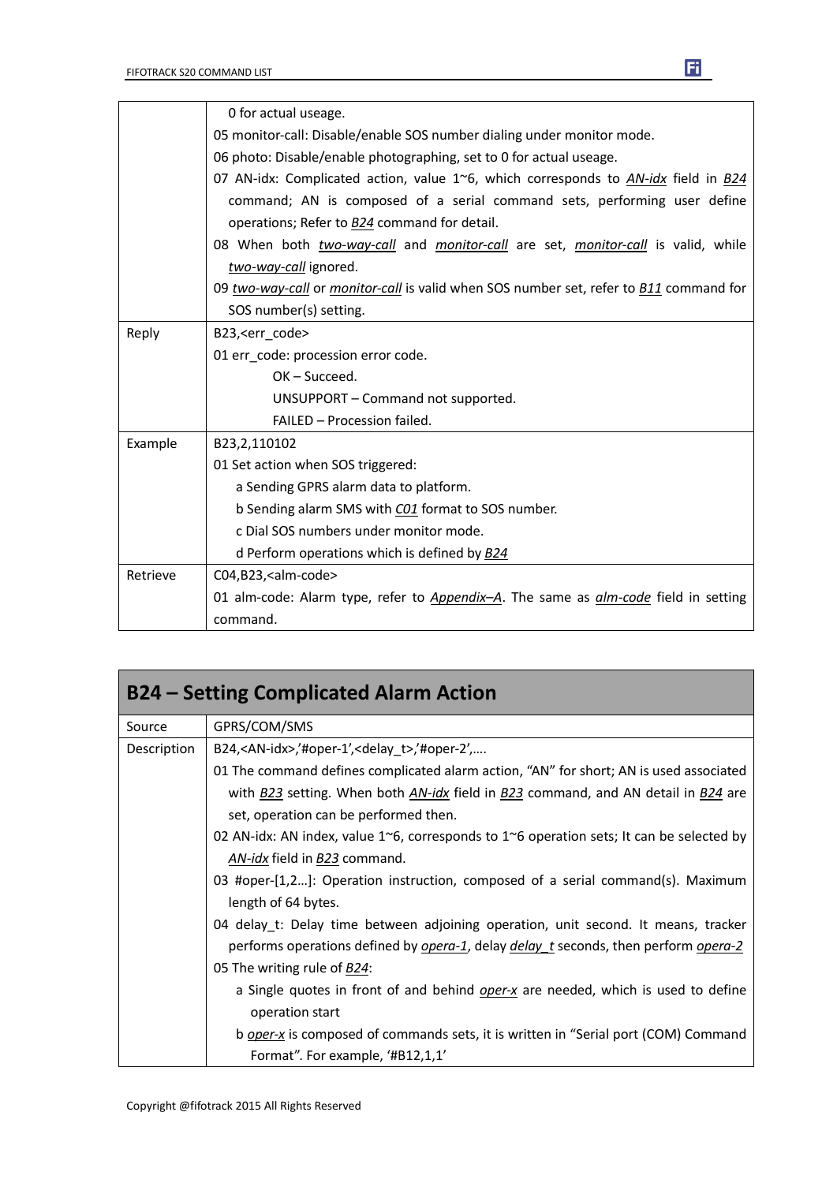| | |
|---|---|
| | 0 for actual useage.<br>05 monitor-call: Disable/enable SOS number dialing under monitor mode.<br>06 photo: Disable/enable photographing, set to 0 for actual useage.<br>07 AN-idx: Complicated action, value 1~6, which corresponds to *AN-idx* field in *B24* command; AN is composed of a serial command sets, performing user define operations; Refer to *B24* command for detail.<br>08 When both *two-way-call* and *monitor-call* are set, *monitor-call* is valid, while *two-way-call* ignored.<br>09 *two-way-call* or *monitor-call* is valid when SOS number set, refer to *B11* command for SOS number(s) setting. |
| Reply | B23,<err_code><br>01 err_code: procession error code.<br>OK – Succeed.<br>UNSUPPORT – Command not supported.<br>FAILED – Procession failed. |
| Example | B23,2,110102<br>01 Set action when SOS triggered:<br>a Sending GPRS alarm data to platform.<br>b Sending alarm SMS with *C01* format to SOS number.<br>c Dial SOS numbers under monitor mode.<br>d Perform operations which is defined by *B24* |
| Retrieve | C04,B23,<alm-code><br>01 alm-code: Alarm type, refer to *Appendix–A*. The same as *alm-code* field in setting command. |

## B24 – Setting Complicated Alarm Action

| | |
|---|---|
| Source | GPRS/COM/SMS |
| Description | B24,<AN-idx>,'#oper-1',<delay_t>,'#oper-2',….<br>01 The command defines complicated alarm action, "AN" for short; AN is used associated with *B23* setting. When both *AN-idx* field in *B23* command, and AN detail in *B24* are set, operation can be performed then.<br>02 AN-idx: AN index, value 1~6, corresponds to 1~6 operation sets; It can be selected by *AN-idx* field in *B23* command.<br>03 #oper-[1,2…]: Operation instruction, composed of a serial command(s). Maximum length of 64 bytes.<br>04 delay_t: Delay time between adjoining operation, unit second. It means, tracker performs operations defined by *opera-1*, delay *delay_t* seconds, then perform *opera-2*<br>05 The writing rule of *B24*:<br>a Single quotes in front of and behind *oper-x* are needed, which is used to define operation start<br>b *oper-x* is composed of commands sets, it is written in "Serial port (COM) Command Format". For example, '#B12,1,1' |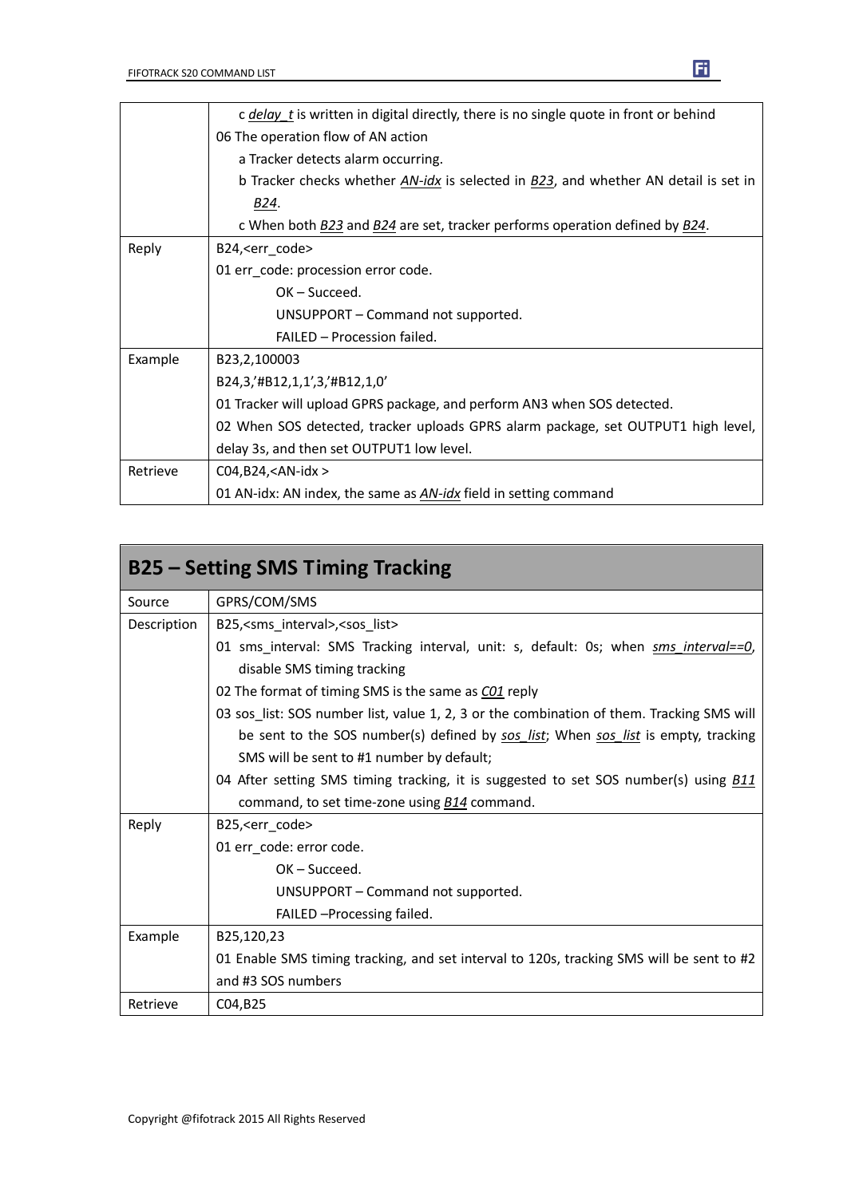| | |
|---|---|
| | c *delay_t* is written in digital directly, there is no single quote in front or behind<br>06 The operation flow of AN action<br>a Tracker detects alarm occurring.<br>b Tracker checks whether *AN-idx* is selected in *B23*, and whether AN detail is set in *B24*.<br>c When both *B23* and *B24* are set, tracker performs operation defined by *B24*. |
| Reply | B24,<err_code><br>01 err_code: procession error code.<br>OK – Succeed.<br>UNSUPPORT – Command not supported.<br>FAILED – Procession failed. |
| Example | B23,2,100003<br>B24,3,'#B12,1,1',3,'#B12,1,0'<br>01 Tracker will upload GPRS package, and perform AN3 when SOS detected.<br>02 When SOS detected, tracker uploads GPRS alarm package, set OUTPUT1 high level, delay 3s, and then set OUTPUT1 low level. |
| Retrieve | C04,B24,<AN-idx ><br>01 AN-idx: AN index, the same as *AN-idx* field in setting command |

## B25 – Setting SMS Timing Tracking

| | |
|---|---|
| Source | GPRS/COM/SMS |
| Description | B25,<sms_interval>,<sos_list><br>01 sms_interval: SMS Tracking interval, unit: s, default: 0s; when *sms_interval==0*, disable SMS timing tracking<br>02 The format of timing SMS is the same as *C01* reply<br>03 sos_list: SOS number list, value 1, 2, 3 or the combination of them. Tracking SMS will be sent to the SOS number(s) defined by *sos_list*; When *sos_list* is empty, tracking SMS will be sent to #1 number by default;<br>04 After setting SMS timing tracking, it is suggested to set SOS number(s) using *B11* command, to set time-zone using *B14* command. |
| Reply | B25,<err_code><br>01 err_code: error code.<br>OK – Succeed.<br>UNSUPPORT – Command not supported.<br>FAILED –Processing failed. |
| Example | B25,120,23<br>01 Enable SMS timing tracking, and set interval to 120s, tracking SMS will be sent to #2 and #3 SOS numbers |
| Retrieve | C04,B25 |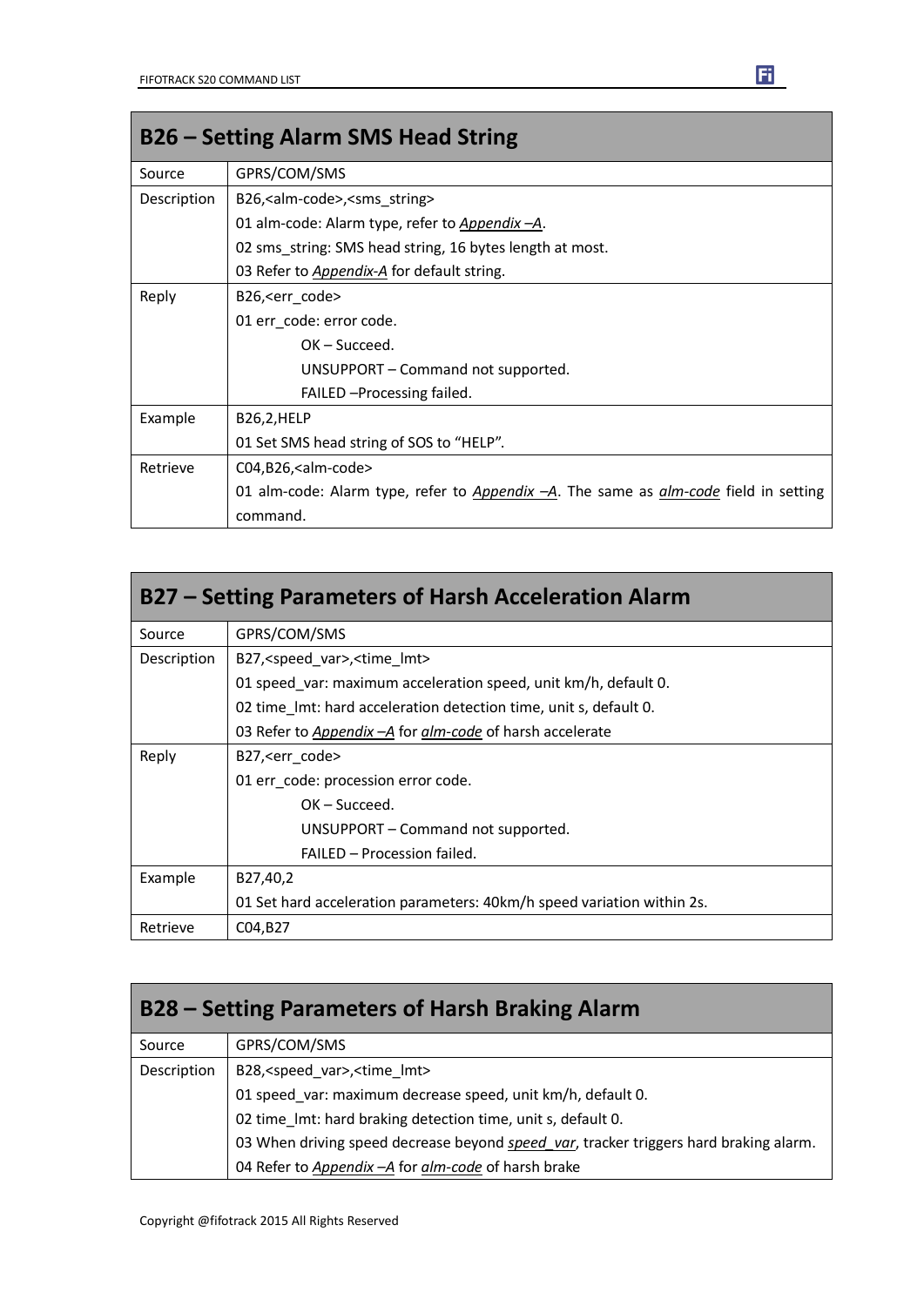## B26 – Setting Alarm SMS Head String

| | |
|---|---|
| Source | GPRS/COM/SMS |
| Description | B26,<alm-code>,<sms_string><br>01 alm-code: Alarm type, refer to *Appendix –A*.<br>02 sms_string: SMS head string, 16 bytes length at most.<br>03 Refer to *Appendix-A* for default string. |
| Reply | B26,<err_code><br>01 err_code: error code.<br>OK – Succeed.<br>UNSUPPORT – Command not supported.<br>FAILED –Processing failed. |
| Example | B26,2,HELP<br>01 Set SMS head string of SOS to "HELP". |
| Retrieve | C04,B26,<alm-code><br>01 alm-code: Alarm type, refer to *Appendix –A*. The same as *alm-code* field in setting command. |

## B27 – Setting Parameters of Harsh Acceleration Alarm

| | |
|---|---|
| Source | GPRS/COM/SMS |
| Description | B27,<speed_var>,<time_lmt><br>01 speed_var: maximum acceleration speed, unit km/h, default 0.<br>02 time_lmt: hard acceleration detection time, unit s, default 0.<br>03 Refer to *Appendix –A* for *alm-code* of harsh accelerate |
| Reply | B27,<err_code><br>01 err_code: procession error code.<br>OK – Succeed.<br>UNSUPPORT – Command not supported.<br>FAILED – Procession failed. |
| Example | B27,40,2<br>01 Set hard acceleration parameters: 40km/h speed variation within 2s. |
| Retrieve | C04,B27 |

## B28 – Setting Parameters of Harsh Braking Alarm

| | |
|---|---|
| Source | GPRS/COM/SMS |
| Description | B28,<speed_var>,<time_lmt><br>01 speed_var: maximum decrease speed, unit km/h, default 0.<br>02 time_lmt: hard braking detection time, unit s, default 0.<br>03 When driving speed decrease beyond *speed_var*, tracker triggers hard braking alarm.<br>04 Refer to *Appendix –A* for *alm-code* of harsh brake |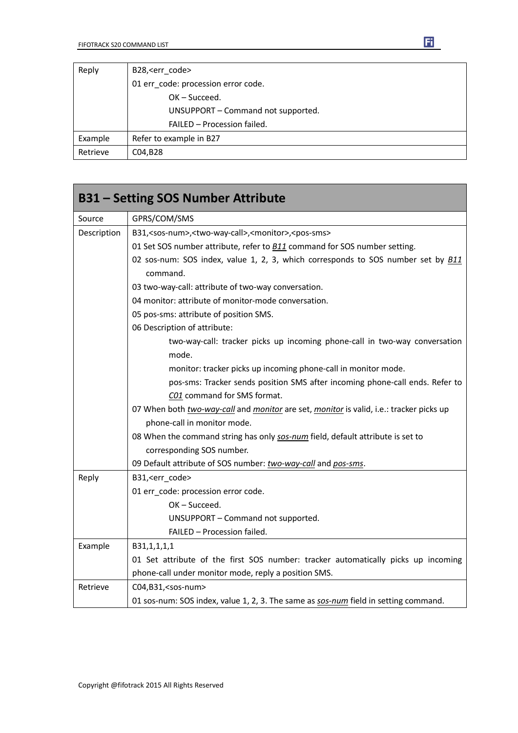| | |
|---|---|
| Reply | B28,<err_code><br>01 err_code: procession error code.<br>OK – Succeed.<br>UNSUPPORT – Command not supported.<br>FAILED – Procession failed. |
| Example | Refer to example in B27 |
| Retrieve | C04,B28 |

## B31 – Setting SOS Number Attribute

| | |
|---|---|
| Source | GPRS/COM/SMS |
| Description | B31,<sos-num>,<two-way-call>,<monitor>,<pos-sms><br>01 Set SOS number attribute, refer to *B11* command for SOS number setting.<br>02 sos-num: SOS index, value 1, 2, 3, which corresponds to SOS number set by *B11* command.<br>03 two-way-call: attribute of two-way conversation.<br>04 monitor: attribute of monitor-mode conversation.<br>05 pos-sms: attribute of position SMS.<br>06 Description of attribute:<br>two-way-call: tracker picks up incoming phone-call in two-way conversation mode.<br>monitor: tracker picks up incoming phone-call in monitor mode.<br>pos-sms: Tracker sends position SMS after incoming phone-call ends. Refer to *C01* command for SMS format.<br>07 When both *two-way-call* and *monitor* are set, *monitor* is valid, i.e.: tracker picks up phone-call in monitor mode.<br>08 When the command string has only *sos-num* field, default attribute is set to corresponding SOS number.<br>09 Default attribute of SOS number: *two-way-call* and *pos-sms*. |
| Reply | B31,<err_code><br>01 err_code: procession error code.<br>OK – Succeed.<br>UNSUPPORT – Command not supported.<br>FAILED – Procession failed. |
| Example | B31,1,1,1,1<br>01 Set attribute of the first SOS number: tracker automatically picks up incoming phone-call under monitor mode, reply a position SMS. |
| Retrieve | C04,B31,<sos-num><br>01 sos-num: SOS index, value 1, 2, 3. The same as *sos-num* field in setting command. |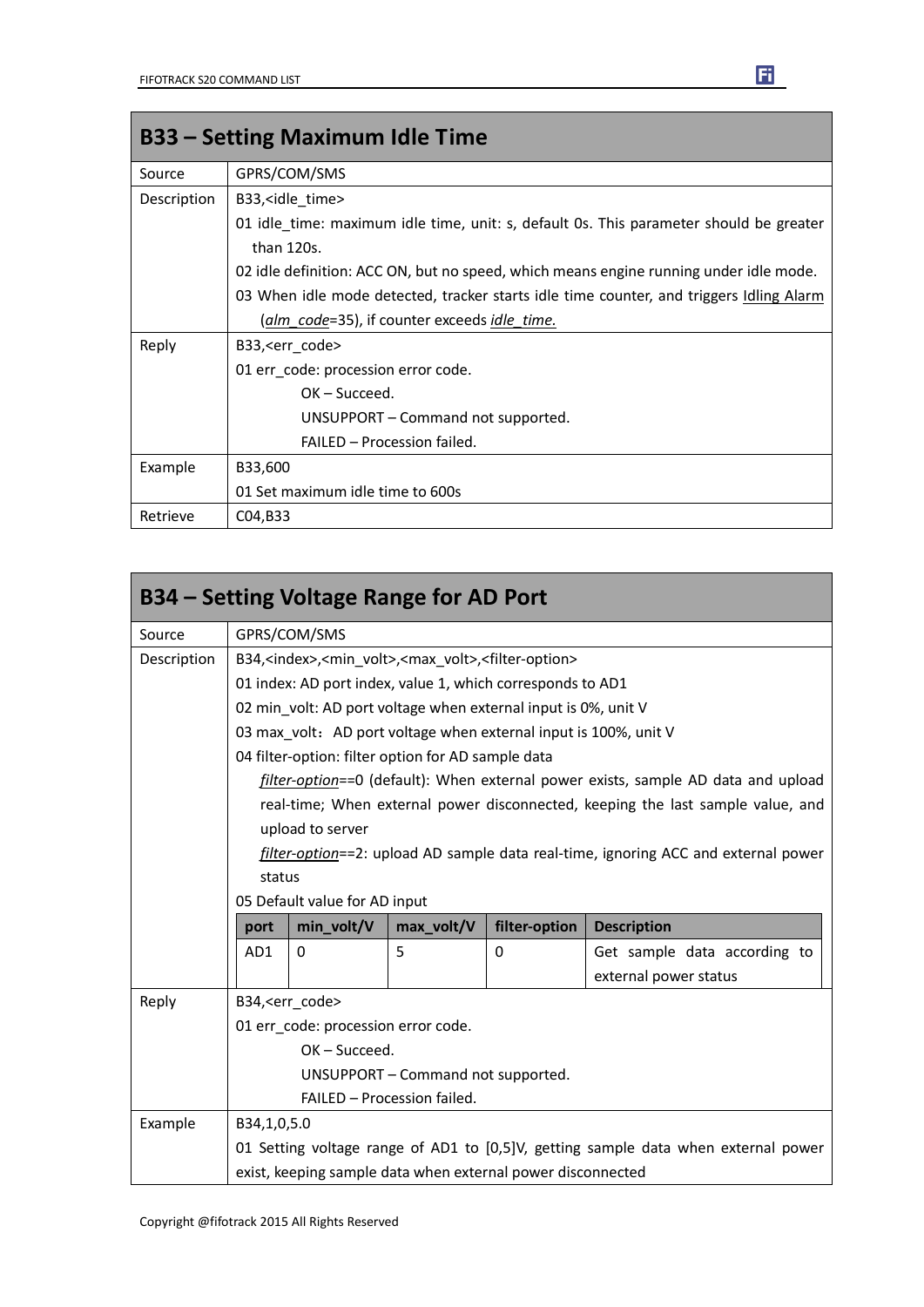## B33 – Setting Maximum Idle Time

| | |
|---|---|
| Source | GPRS/COM/SMS |
| Description | B33,<idle_time><br>01 idle_time: maximum idle time, unit: s, default 0s. This parameter should be greater than 120s.<br>02 idle definition: ACC ON, but no speed, which means engine running under idle mode.<br>03 When idle mode detected, tracker starts idle time counter, and triggers Idling Alarm (*alm_code*=35), if counter exceeds *idle_time.* |
| Reply | B33,<err_code><br>01 err_code: procession error code.<br>OK – Succeed.<br>UNSUPPORT – Command not supported.<br>FAILED – Procession failed. |
| Example | B33,600<br>01 Set maximum idle time to 600s |
| Retrieve | C04,B33 |

## B34 – Setting Voltage Range for AD Port

| | |
|---|---|
| Source | GPRS/COM/SMS |
| Description | B34,<index>,<min_volt>,<max_volt>,<filter-option><br>01 index: AD port index, value 1, which corresponds to AD1<br>02 min_volt: AD port voltage when external input is 0%, unit V<br>03 max_volt： AD port voltage when external input is 100%, unit V<br>04 filter-option: filter option for AD sample data<br>*filter-option*==0 (default): When external power exists, sample AD data and upload real-time; When external power disconnected, keeping the last sample value, and upload to server<br>*filter-option*==2: upload AD sample data real-time, ignoring ACC and external power status<br>05 Default value for AD input |
| | **port** \| **min_volt/V** \| **max_volt/V** \| **filter-option** \| **Description**<br>AD1 \| 0 \| 5 \| 0 \| Get sample data according to external power status |
| Reply | B34,<err_code><br>01 err_code: procession error code.<br>OK – Succeed.<br>UNSUPPORT – Command not supported.<br>FAILED – Procession failed. |
| Example | B34,1,0,5.0<br>01 Setting voltage range of AD1 to [0,5]V, getting sample data when external power exist, keeping sample data when external power disconnected |

Default value for AD input:

| port | min_volt/V | max_volt/V | filter-option | Description |
|---|---|---|---|---|
| AD1 | 0 | 5 | 0 | Get sample data according to external power status |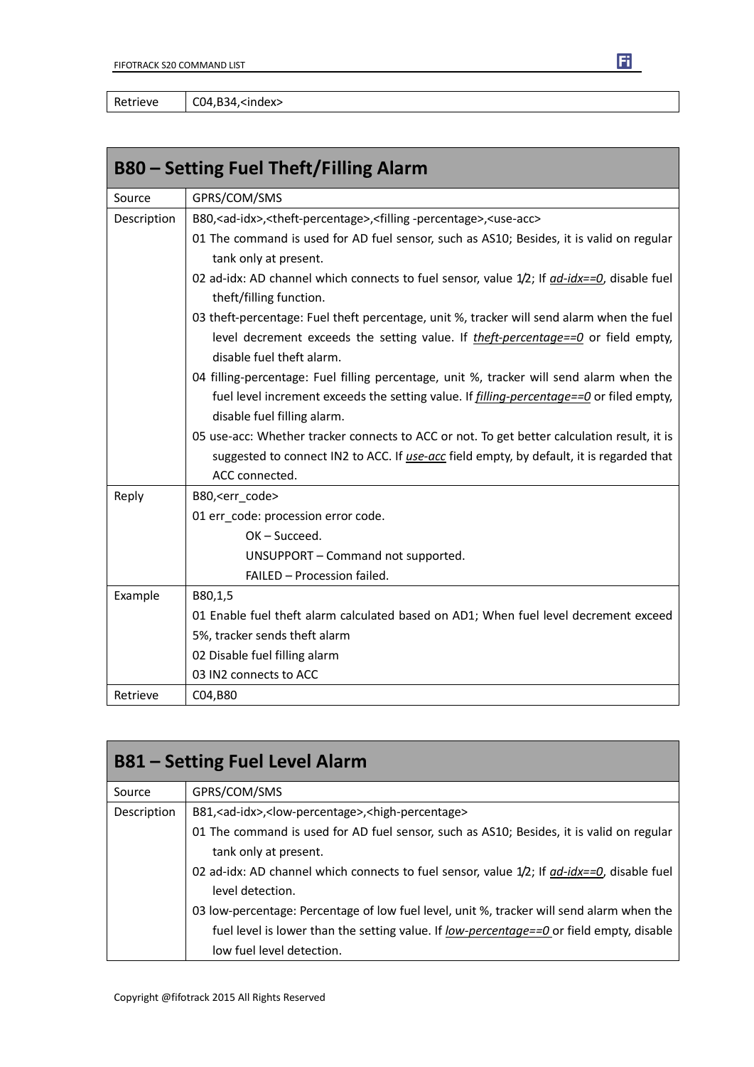| Retrieve | C04,B34,<index> |
|---|---|

## B80 – Setting Fuel Theft/Filling Alarm

| | |
|---|---|
| Source | GPRS/COM/SMS |
| Description | B80,<ad-idx>,<theft-percentage>,<filling -percentage>,<use-acc><br>01 The command is used for AD fuel sensor, such as AS10; Besides, it is valid on regular tank only at present.<br>02 ad-idx: AD channel which connects to fuel sensor, value 1/2; If *ad-idx==0*, disable fuel theft/filling function.<br>03 theft-percentage: Fuel theft percentage, unit %, tracker will send alarm when the fuel level decrement exceeds the setting value. If *theft-percentage==0* or field empty, disable fuel theft alarm.<br>04 filling-percentage: Fuel filling percentage, unit %, tracker will send alarm when the fuel level increment exceeds the setting value. If *filling-percentage==0* or filed empty, disable fuel filling alarm.<br>05 use-acc: Whether tracker connects to ACC or not. To get better calculation result, it is suggested to connect IN2 to ACC. If *use-acc* field empty, by default, it is regarded that ACC connected. |
| Reply | B80,<err_code><br>01 err_code: procession error code.<br>OK – Succeed.<br>UNSUPPORT – Command not supported.<br>FAILED – Procession failed. |
| Example | B80,1,5<br>01 Enable fuel theft alarm calculated based on AD1; When fuel level decrement exceed 5%, tracker sends theft alarm<br>02 Disable fuel filling alarm<br>03 IN2 connects to ACC |
| Retrieve | C04,B80 |

## B81 – Setting Fuel Level Alarm

| | |
|---|---|
| Source | GPRS/COM/SMS |
| Description | B81,<ad-idx>,<low-percentage>,<high-percentage><br>01 The command is used for AD fuel sensor, such as AS10; Besides, it is valid on regular tank only at present.<br>02 ad-idx: AD channel which connects to fuel sensor, value 1/2; If *ad-idx==0*, disable fuel level detection.<br>03 low-percentage: Percentage of low fuel level, unit %, tracker will send alarm when the fuel level is lower than the setting value. If *low-percentage==0* or field empty, disable low fuel level detection. |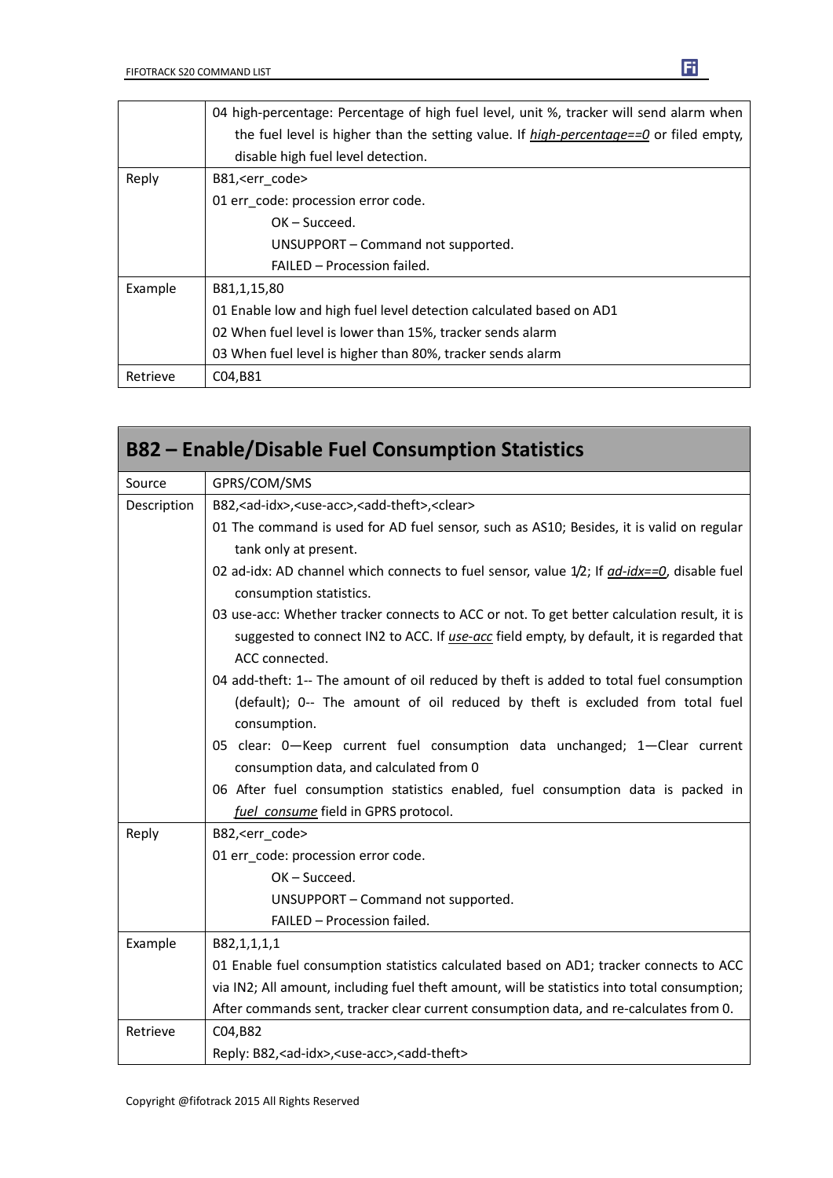| | |
|---|---|
| | 04 high-percentage: Percentage of high fuel level, unit %, tracker will send alarm when the fuel level is higher than the setting value. If *high-percentage==0* or filed empty, disable high fuel level detection. |
| Reply | B81,<err_code><br>01 err_code: procession error code.<br>OK – Succeed.<br>UNSUPPORT – Command not supported.<br>FAILED – Procession failed. |
| Example | B81,1,15,80<br>01 Enable low and high fuel level detection calculated based on AD1<br>02 When fuel level is lower than 15%, tracker sends alarm<br>03 When fuel level is higher than 80%, tracker sends alarm |
| Retrieve | C04,B81 |

## B82 – Enable/Disable Fuel Consumption Statistics

| | |
|---|---|
| Source | GPRS/COM/SMS |
| Description | B82,<ad-idx>,<use-acc>,<add-theft>,<clear><br>01 The command is used for AD fuel sensor, such as AS10; Besides, it is valid on regular tank only at present.<br>02 ad-idx: AD channel which connects to fuel sensor, value 1/2; If *ad-idx==0*, disable fuel consumption statistics.<br>03 use-acc: Whether tracker connects to ACC or not. To get better calculation result, it is suggested to connect IN2 to ACC. If *use-acc* field empty, by default, it is regarded that ACC connected.<br>04 add-theft: 1-- The amount of oil reduced by theft is added to total fuel consumption (default); 0-- The amount of oil reduced by theft is excluded from total fuel consumption.<br>05 clear: 0—Keep current fuel consumption data unchanged; 1—Clear current consumption data, and calculated from 0<br>06 After fuel consumption statistics enabled, fuel consumption data is packed in *fuel_consume* field in GPRS protocol. |
| Reply | B82,<err_code><br>01 err_code: procession error code.<br>OK – Succeed.<br>UNSUPPORT – Command not supported.<br>FAILED – Procession failed. |
| Example | B82,1,1,1,1<br>01 Enable fuel consumption statistics calculated based on AD1; tracker connects to ACC via IN2; All amount, including fuel theft amount, will be statistics into total consumption; After commands sent, tracker clear current consumption data, and re-calculates from 0. |
| Retrieve | C04,B82<br>Reply: B82,<ad-idx>,<use-acc>,<add-theft> |

Copyright @fifotrack 2015 All Rights Reserved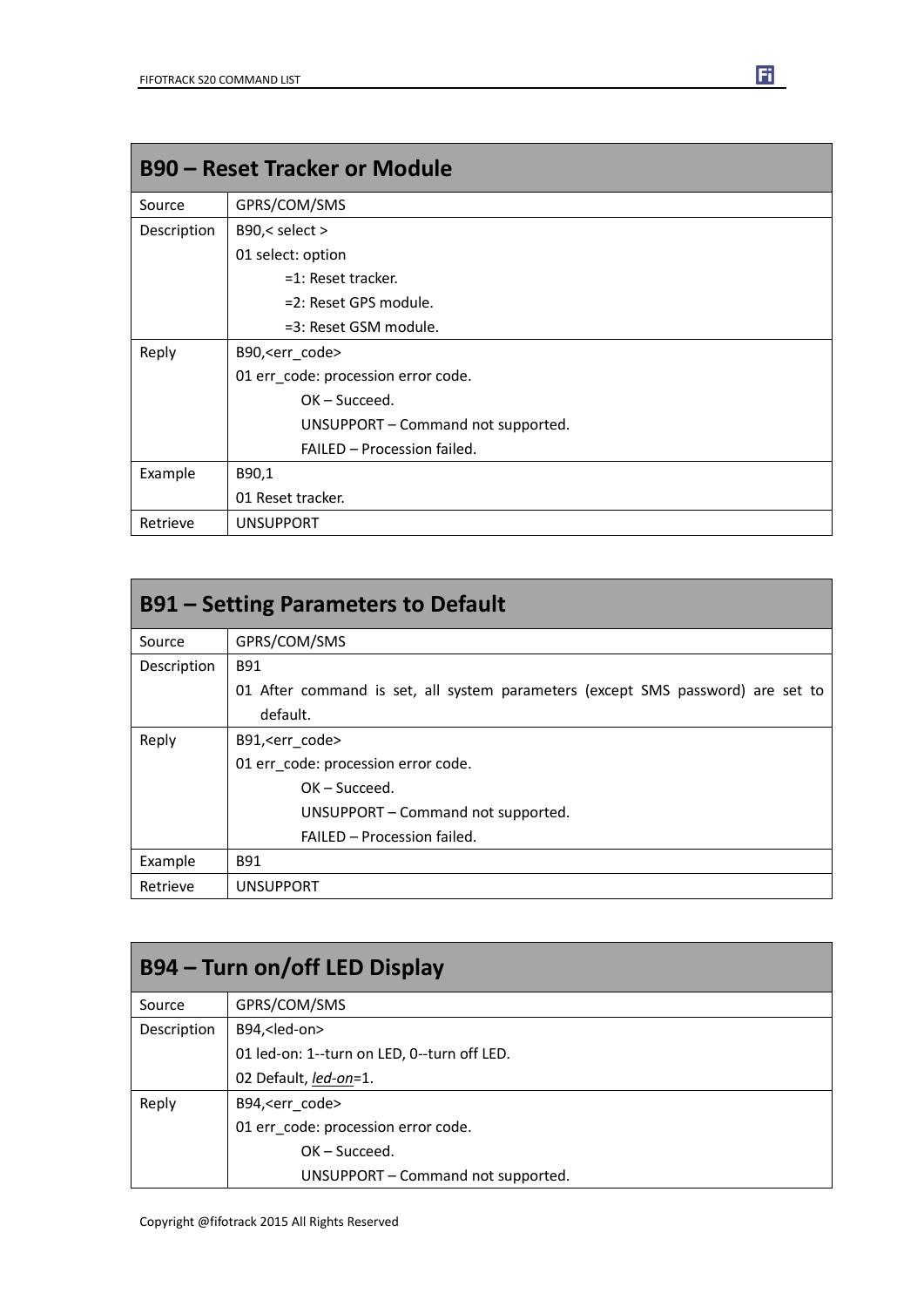## B90 – Reset Tracker or Module

| | |
|---|---|
| Source | GPRS/COM/SMS |
| Description | B90,< select ><br>01 select: option<br>=1: Reset tracker.<br>=2: Reset GPS module.<br>=3: Reset GSM module. |
| Reply | B90,<err_code><br>01 err_code: procession error code.<br>OK – Succeed.<br>UNSUPPORT – Command not supported.<br>FAILED – Procession failed. |
| Example | B90,1<br>01 Reset tracker. |
| Retrieve | UNSUPPORT |

## B91 – Setting Parameters to Default

| | |
|---|---|
| Source | GPRS/COM/SMS |
| Description | B91<br>01 After command is set, all system parameters (except SMS password) are set to default. |
| Reply | B91,<err_code><br>01 err_code: procession error code.<br>OK – Succeed.<br>UNSUPPORT – Command not supported.<br>FAILED – Procession failed. |
| Example | B91 |
| Retrieve | UNSUPPORT |

## B94 – Turn on/off LED Display

| | |
|---|---|
| Source | GPRS/COM/SMS |
| Description | B94,<led-on><br>01 led-on: 1--turn on LED, 0--turn off LED.<br>02 Default, *led-on*=1. |
| Reply | B94,<err_code><br>01 err_code: procession error code.<br>OK – Succeed.<br>UNSUPPORT – Command not supported. |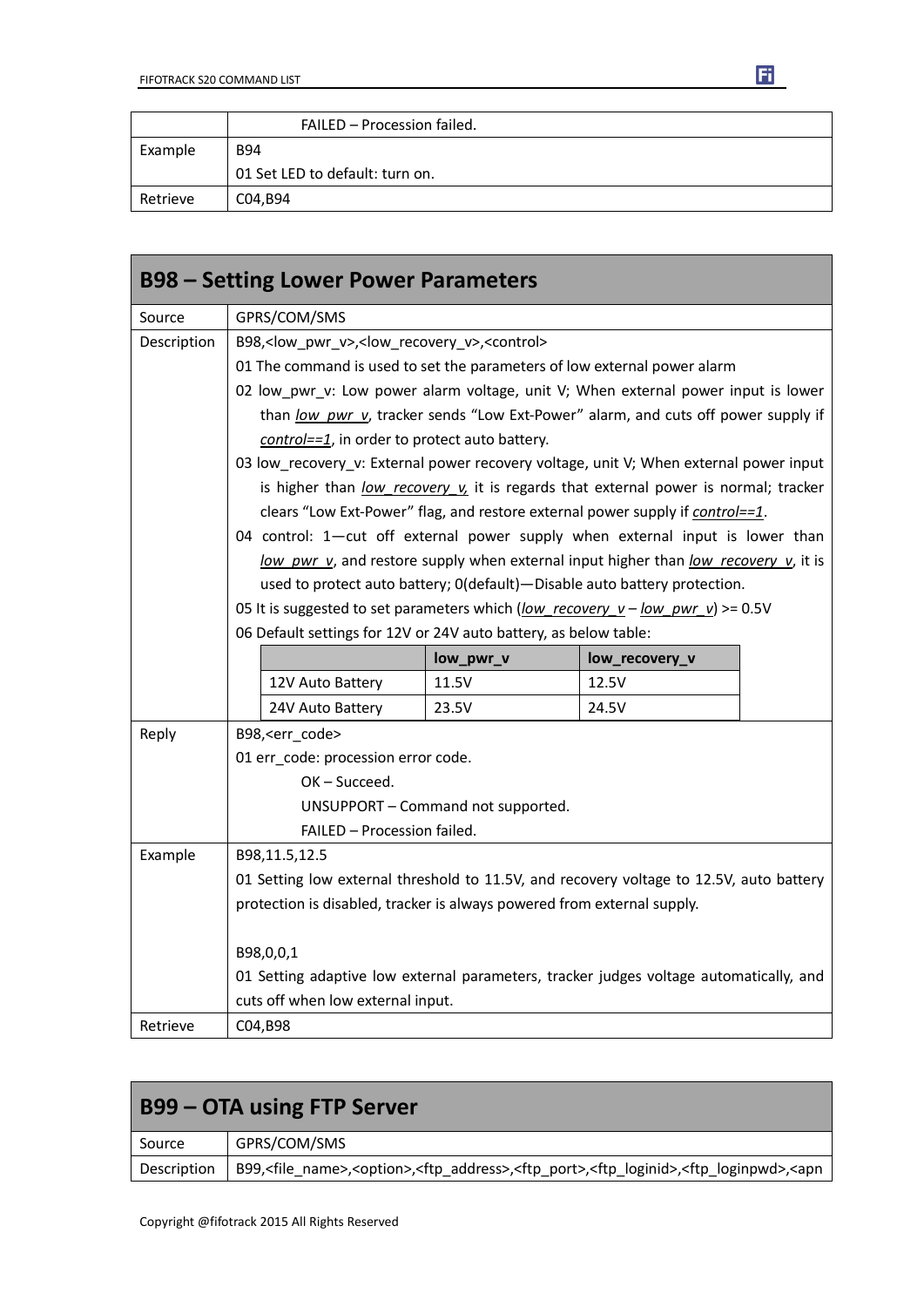| | FAILED – Procession failed. |
|---|---|
| Example | B94<br>01 Set LED to default: turn on. |
| Retrieve | C04,B94 |

## B98 – Setting Lower Power Parameters

| | |
|---|---|
| Source | GPRS/COM/SMS |
| Description | B98,<low_pwr_v>,<low_recovery_v>,<control><br>01 The command is used to set the parameters of low external power alarm<br>02 low_pwr_v: Low power alarm voltage, unit V; When external power input is lower than *low_pwr_v*, tracker sends "Low Ext-Power" alarm, and cuts off power supply if *control==1*, in order to protect auto battery.<br>03 low_recovery_v: External power recovery voltage, unit V; When external power input is higher than *low_recovery_v,* it is regards that external power is normal; tracker clears "Low Ext-Power" flag, and restore external power supply if *control==1*.<br>04 control: 1—cut off external power supply when external input is lower than *low_pwr_v*, and restore supply when external input higher than *low_recovery_v*, it is used to protect auto battery; 0(default)—Disable auto battery protection.<br>05 It is suggested to set parameters which (*low_recovery_v* – *low_pwr_v*) >= 0.5V<br>06 Default settings for 12V or 24V auto battery, as below table:<br><br>[ ] / low_pwr_v / low_recovery_v<br>12V Auto Battery / 11.5V / 12.5V<br>24V Auto Battery / 23.5V / 24.5V |
| Reply | B98,<err_code><br>01 err_code: procession error code.<br>OK – Succeed.<br>UNSUPPORT – Command not supported.<br>FAILED – Procession failed. |
| Example | B98,11.5,12.5<br>01 Setting low external threshold to 11.5V, and recovery voltage to 12.5V, auto battery protection is disabled, tracker is always powered from external supply.<br><br>B98,0,0,1<br>01 Setting adaptive low external parameters, tracker judges voltage automatically, and cuts off when low external input. |
| Retrieve | C04,B98 |

| | low_pwr_v | low_recovery_v |
|---|---|---|
| 12V Auto Battery | 11.5V | 12.5V |
| 24V Auto Battery | 23.5V | 24.5V |

## B99 – OTA using FTP Server

| | |
|---|---|
| Source | GPRS/COM/SMS |
| Description | B99,<file_name>,<option>,<ftp_address>,<ftp_port>,<ftp_loginid>,<ftp_loginpwd>,<apn |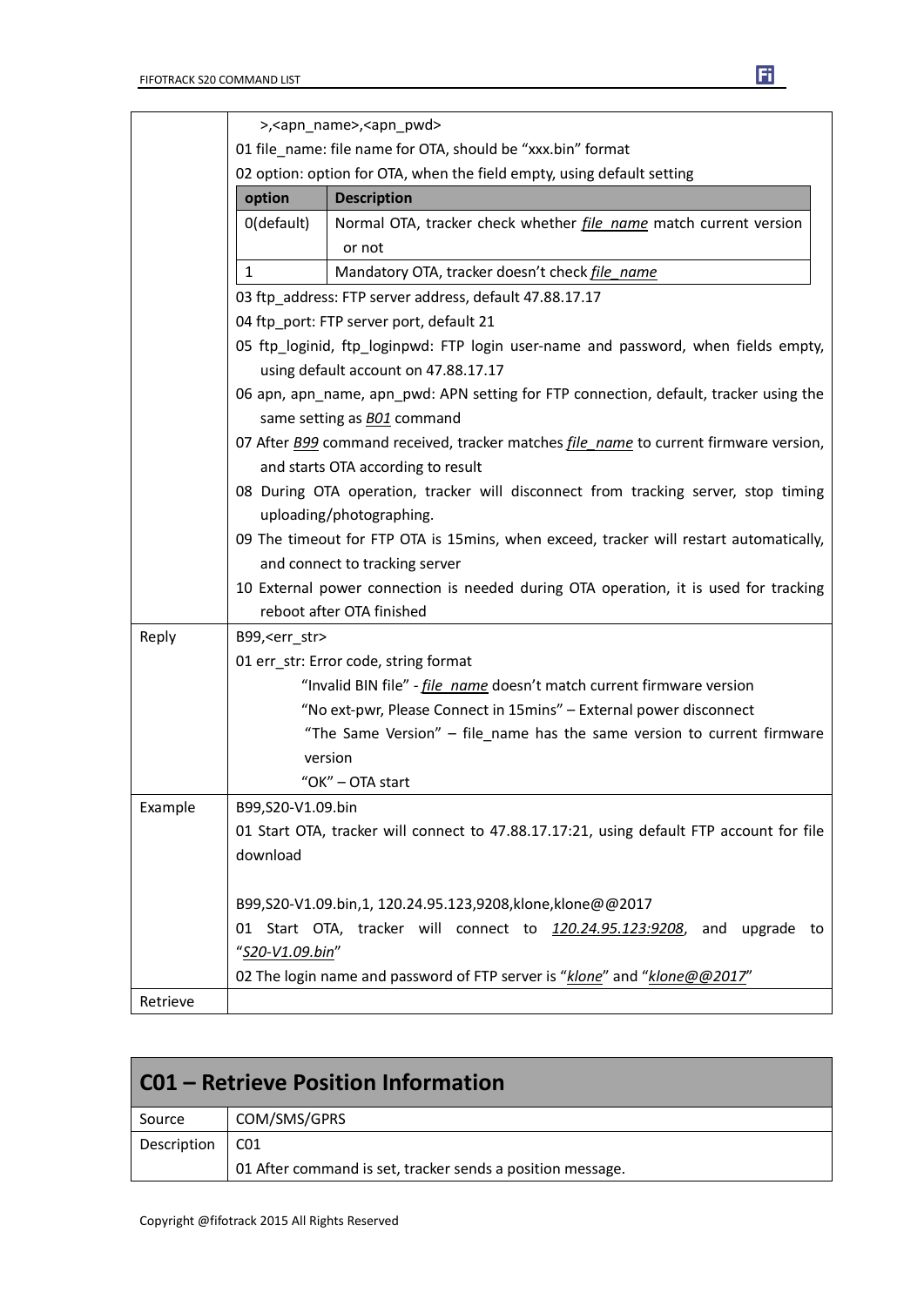| | |
|---|---|
| | >,<apn_name>,<apn_pwd><br>01 file_name: file name for OTA, should be "xxx.bin" format<br>02 option: option for OTA, when the field empty, using default setting<br><br>option \| Description<br>0(default) \| Normal OTA, tracker check whether *file_name* match current version or not<br>1 \| Mandatory OTA, tracker doesn't check *file_name*<br><br>03 ftp_address: FTP server address, default 47.88.17.17<br>04 ftp_port: FTP server port, default 21<br>05 ftp_loginid, ftp_loginpwd: FTP login user-name and password, when fields empty, using default account on 47.88.17.17<br>06 apn, apn_name, apn_pwd: APN setting for FTP connection, default, tracker using the same setting as *B01* command<br>07 After *B99* command received, tracker matches *file_name* to current firmware version, and starts OTA according to result<br>08 During OTA operation, tracker will disconnect from tracking server, stop timing uploading/photographing.<br>09 The timeout for FTP OTA is 15mins, when exceed, tracker will restart automatically, and connect to tracking server<br>10 External power connection is needed during OTA operation, it is used for tracking reboot after OTA finished |
| Reply | B99,<err_str><br>01 err_str: Error code, string format<br>"Invalid BIN file" - *file_name* doesn't match current firmware version<br>"No ext-pwr, Please Connect in 15mins" – External power disconnect<br>"The Same Version" – file_name has the same version to current firmware version<br>"OK" – OTA start |
| Example | B99,S20-V1.09.bin<br>01 Start OTA, tracker will connect to 47.88.17.17:21, using default FTP account for file download<br><br>B99,S20-V1.09.bin,1, 120.24.95.123,9208,klone,klone@@2017<br>01 Start OTA, tracker will connect to *120.24.95.123:9208*, and upgrade to "*S20-V1.09.bin*"<br>02 The login name and password of FTP server is "*klone*" and "*klone@@2017*" |
| Retrieve | |

## C01 – Retrieve Position Information

| | |
|---|---|
| Source | COM/SMS/GPRS |
| Description | C01<br>01 After command is set, tracker sends a position message. |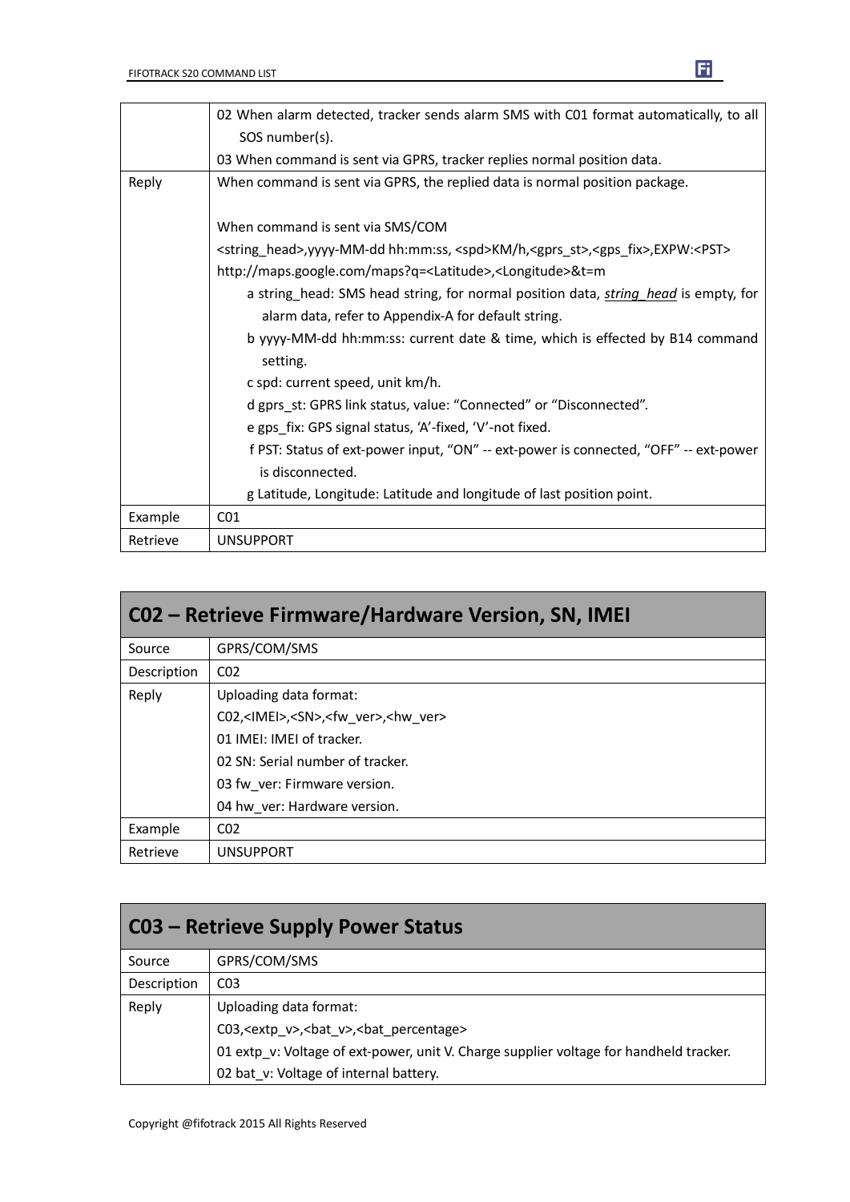|  |  |
|---|---|
|  | 02 When alarm detected, tracker sends alarm SMS with C01 format automatically, to all SOS number(s).<br>03 When command is sent via GPRS, tracker replies normal position data. |
| Reply | When command is sent via GPRS, the replied data is normal position package.<br><br>When command is sent via SMS/COM<br><string_head>,yyyy-MM-dd hh:mm:ss, <spd>KM/h,<gprs_st>,<gps_fix>,EXPW:<PST> http://maps.google.com/maps?q=<Latitude>,<Longitude>&t=m<br>a string_head: SMS head string, for normal position data, *string_head* is empty, for alarm data, refer to Appendix-A for default string.<br>b yyyy-MM-dd hh:mm:ss: current date & time, which is effected by B14 command setting.<br>c spd: current speed, unit km/h.<br>d gprs_st: GPRS link status, value: "Connected" or "Disconnected".<br>e gps_fix: GPS signal status, 'A'-fixed, 'V'-not fixed.<br>f PST: Status of ext-power input, "ON" -- ext-power is connected, "OFF" -- ext-power is disconnected.<br>g Latitude, Longitude: Latitude and longitude of last position point. |
| Example | C01 |
| Retrieve | UNSUPPORT |

## C02 – Retrieve Firmware/Hardware Version, SN, IMEI

|  |  |
|---|---|
| Source | GPRS/COM/SMS |
| Description | C02 |
| Reply | Uploading data format:<br>C02,<IMEI>,<SN>,<fw_ver>,<hw_ver><br>01 IMEI: IMEI of tracker.<br>02 SN: Serial number of tracker.<br>03 fw_ver: Firmware version.<br>04 hw_ver: Hardware version. |
| Example | C02 |
| Retrieve | UNSUPPORT |

## C03 – Retrieve Supply Power Status

|  |  |
|---|---|
| Source | GPRS/COM/SMS |
| Description | C03 |
| Reply | Uploading data format:<br>C03,<extp_v>,<bat_v>,<bat_percentage><br>01 extp_v: Voltage of ext-power, unit V. Charge supplier voltage for handheld tracker.<br>02 bat_v: Voltage of internal battery. |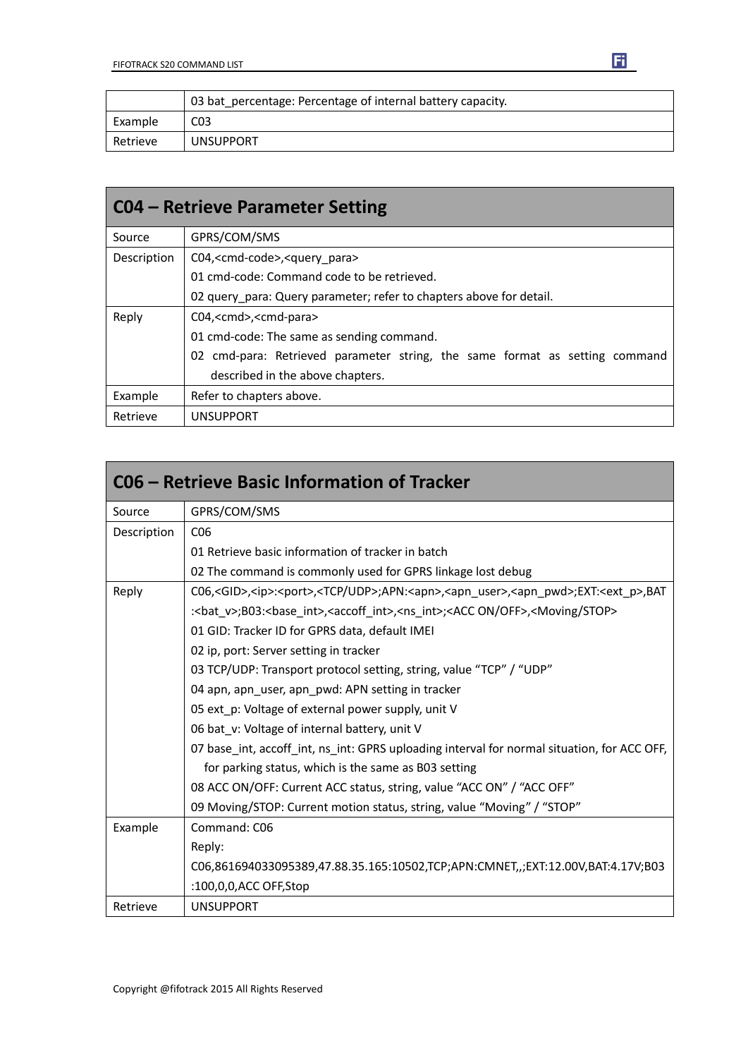|  | 03 bat_percentage: Percentage of internal battery capacity. |
|---|---|
| Example | C03 |
| Retrieve | UNSUPPORT |

| **C04 – Retrieve Parameter Setting** | |
|---|---|
| Source | GPRS/COM/SMS |
| Description | C04,<cmd-code>,<query_para><br>01 cmd-code: Command code to be retrieved.<br>02 query_para: Query parameter; refer to chapters above for detail. |
| Reply | C04,<cmd>,<cmd-para><br>01 cmd-code: The same as sending command.<br>02 cmd-para: Retrieved parameter string, the same format as setting command described in the above chapters. |
| Example | Refer to chapters above. |
| Retrieve | UNSUPPORT |

| **C06 – Retrieve Basic Information of Tracker** | |
|---|---|
| Source | GPRS/COM/SMS |
| Description | C06<br>01 Retrieve basic information of tracker in batch<br>02 The command is commonly used for GPRS linkage lost debug |
| Reply | C06,<GID>,<ip>:<port>,<TCP/UDP>;APN:<apn>,<apn_user>,<apn_pwd>;EXT:<ext_p>,BAT:<bat_v>;B03:<base_int>,<accoff_int>,<ns_int>;<ACC ON/OFF>,<Moving/STOP><br>01 GID: Tracker ID for GPRS data, default IMEI<br>02 ip, port: Server setting in tracker<br>03 TCP/UDP: Transport protocol setting, string, value "TCP" / "UDP"<br>04 apn, apn_user, apn_pwd: APN setting in tracker<br>05 ext_p: Voltage of external power supply, unit V<br>06 bat_v: Voltage of internal battery, unit V<br>07 base_int, accoff_int, ns_int: GPRS uploading interval for normal situation, for ACC OFF, for parking status, which is the same as B03 setting<br>08 ACC ON/OFF: Current ACC status, string, value "ACC ON" / "ACC OFF"<br>09 Moving/STOP: Current motion status, string, value "Moving" / "STOP" |
| Example | Command: C06<br>Reply:<br>C06,861694033095389,47.88.35.165:10502,TCP;APN:CMNET,,;EXT:12.00V,BAT:4.17V;B03:100,0,0,ACC OFF,Stop |
| Retrieve | UNSUPPORT |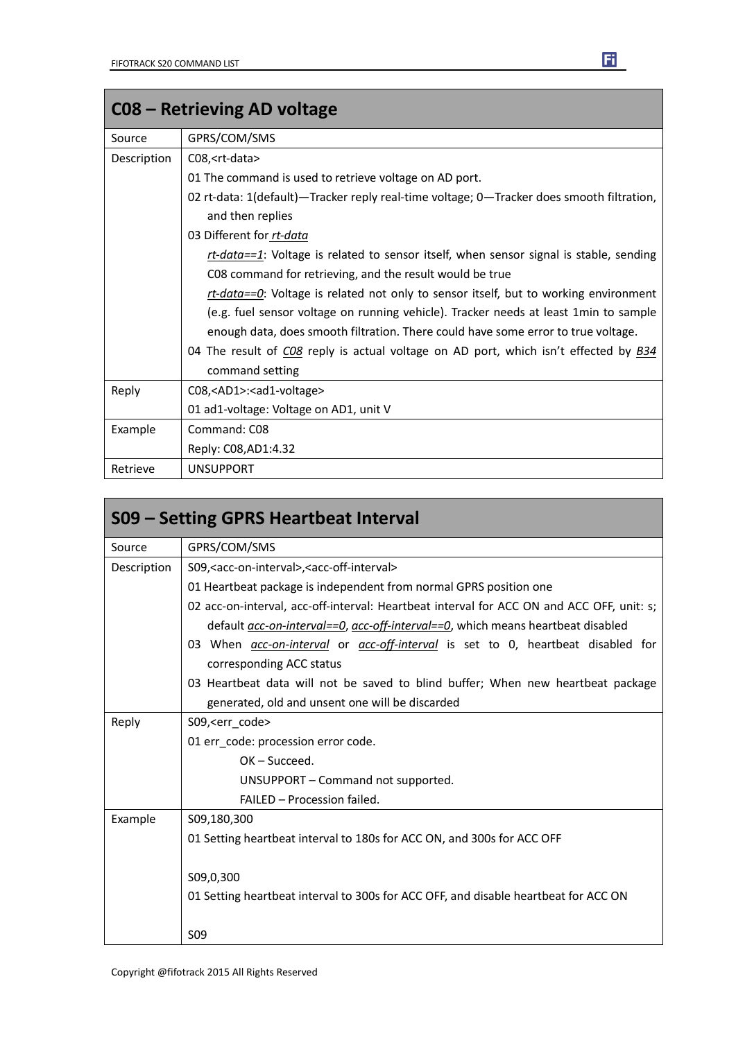| C08 – Retrieving AD voltage | |
|---|---|
| Source | GPRS/COM/SMS |
| Description | C08,<rt-data><br>01 The command is used to retrieve voltage on AD port.<br>02 rt-data: 1(default)—Tracker reply real-time voltage; 0—Tracker does smooth filtration, and then replies<br>03 Different for *rt-data*<br>*rt-data==1*: Voltage is related to sensor itself, when sensor signal is stable, sending C08 command for retrieving, and the result would be true<br>*rt-data==0*: Voltage is related not only to sensor itself, but to working environment (e.g. fuel sensor voltage on running vehicle). Tracker needs at least 1min to sample enough data, does smooth filtration. There could have some error to true voltage.<br>04 The result of *C08* reply is actual voltage on AD port, which isn't effected by *B34* command setting |
| Reply | C08,<AD1>:<ad1-voltage><br>01 ad1-voltage: Voltage on AD1, unit V |
| Example | Command: C08<br>Reply: C08,AD1:4.32 |
| Retrieve | UNSUPPORT |

| S09 – Setting GPRS Heartbeat Interval | |
|---|---|
| Source | GPRS/COM/SMS |
| Description | S09,<acc-on-interval>,<acc-off-interval><br>01 Heartbeat package is independent from normal GPRS position one<br>02 acc-on-interval, acc-off-interval: Heartbeat interval for ACC ON and ACC OFF, unit: s; default *acc-on-interval==0*, *acc-off-interval==0*, which means heartbeat disabled<br>03 When *acc-on-interval* or *acc-off-interval* is set to 0, heartbeat disabled for corresponding ACC status<br>03 Heartbeat data will not be saved to blind buffer; When new heartbeat package generated, old and unsent one will be discarded |
| Reply | S09,<err_code><br>01 err_code: procession error code.<br>OK – Succeed.<br>UNSUPPORT – Command not supported.<br>FAILED – Procession failed. |
| Example | S09,180,300<br>01 Setting heartbeat interval to 180s for ACC ON, and 300s for ACC OFF<br><br>S09,0,300<br>01 Setting heartbeat interval to 300s for ACC OFF, and disable heartbeat for ACC ON<br><br>S09 |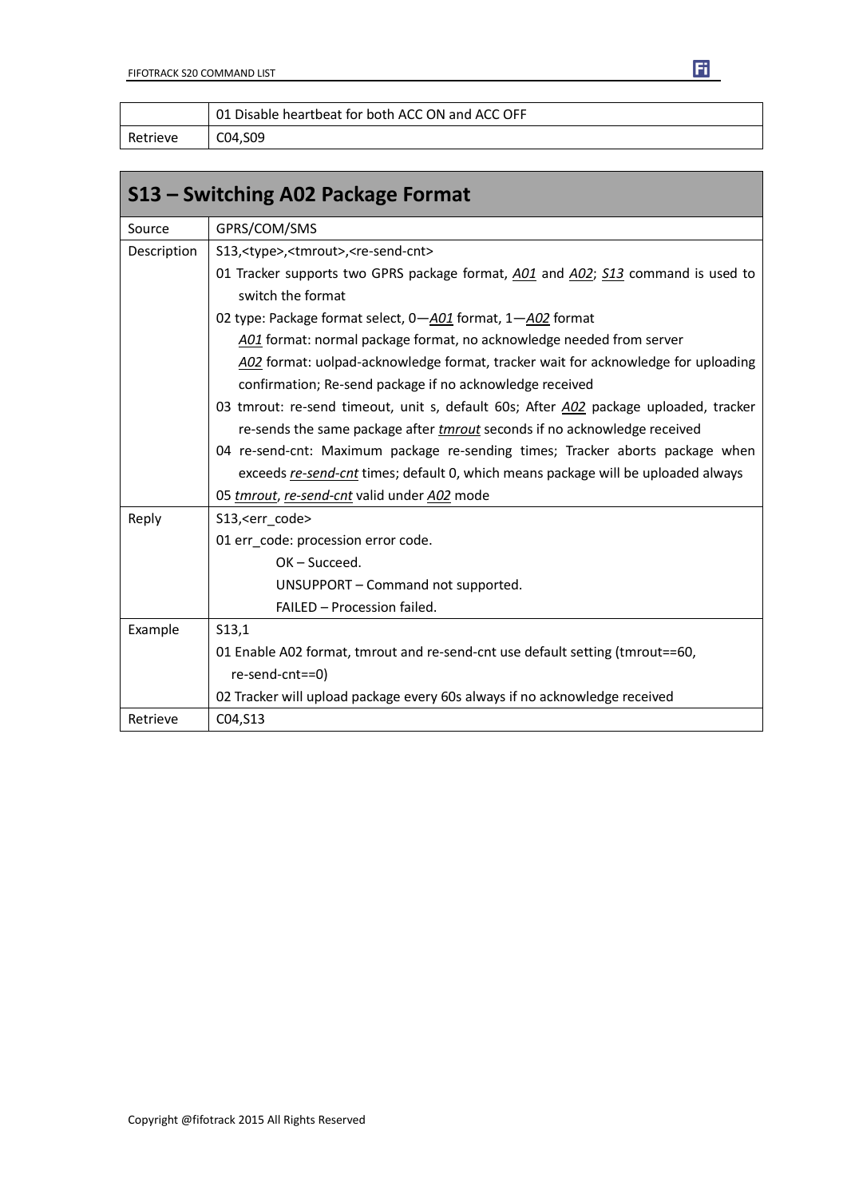| | 01 Disable heartbeat for both ACC ON and ACC OFF |
|---|---|
| Retrieve | C04,S09 |

## S13 – Switching A02 Package Format

| | |
|---|---|
| Source | GPRS/COM/SMS |
| Description | S13,<type>,<tmrout>,<re-send-cnt><br>01 Tracker supports two GPRS package format, *A01* and *A02*; *S13* command is used to switch the format<br>02 type: Package format select, 0—*A01* format, 1—*A02* format<br>*A01* format: normal package format, no acknowledge needed from server<br>*A02* format: uolpad-acknowledge format, tracker wait for acknowledge for uploading confirmation; Re-send package if no acknowledge received<br>03 tmrout: re-send timeout, unit s, default 60s; After *A02* package uploaded, tracker re-sends the same package after *tmrout* seconds if no acknowledge received<br>04 re-send-cnt: Maximum package re-sending times; Tracker aborts package when exceeds *re-send-cnt* times; default 0, which means package will be uploaded always<br>05 *tmrout*, *re-send-cnt* valid under *A02* mode |
| Reply | S13,<err_code><br>01 err_code: procession error code.<br>OK – Succeed.<br>UNSUPPORT – Command not supported.<br>FAILED – Procession failed. |
| Example | S13,1<br>01 Enable A02 format, tmrout and re-send-cnt use default setting (tmrout==60, re-send-cnt==0)<br>02 Tracker will upload package every 60s always if no acknowledge received |
| Retrieve | C04,S13 |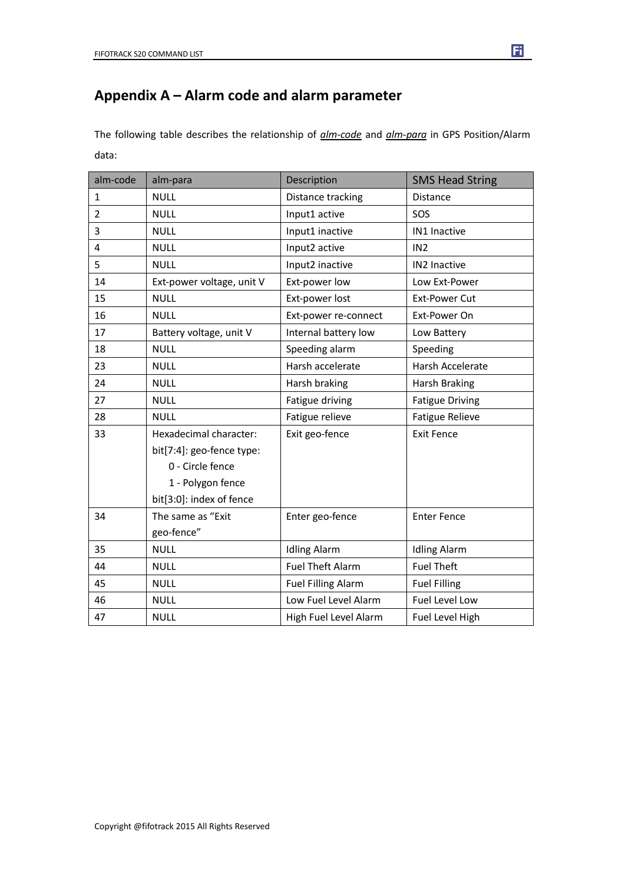# Appendix A – Alarm code and alarm parameter

The following table describes the relationship of *alm-code* and *alm-para* in GPS Position/Alarm data:

| alm-code | alm-para | Description | SMS Head String |
|---|---|---|---|
| 1 | NULL | Distance tracking | Distance |
| 2 | NULL | Input1 active | SOS |
| 3 | NULL | Input1 inactive | IN1 Inactive |
| 4 | NULL | Input2 active | IN2 |
| 5 | NULL | Input2 inactive | IN2 Inactive |
| 14 | Ext-power voltage, unit V | Ext-power low | Low Ext-Power |
| 15 | NULL | Ext-power lost | Ext-Power Cut |
| 16 | NULL | Ext-power re-connect | Ext-Power On |
| 17 | Battery voltage, unit V | Internal battery low | Low Battery |
| 18 | NULL | Speeding alarm | Speeding |
| 23 | NULL | Harsh accelerate | Harsh Accelerate |
| 24 | NULL | Harsh braking | Harsh Braking |
| 27 | NULL | Fatigue driving | Fatigue Driving |
| 28 | NULL | Fatigue relieve | Fatigue Relieve |
| 33 | Hexadecimal character:<br>bit[7:4]: geo-fence type:<br>0 - Circle fence<br>1 - Polygon fence<br>bit[3:0]: index of fence | Exit geo-fence | Exit Fence |
| 34 | The same as "Exit geo-fence" | Enter geo-fence | Enter Fence |
| 35 | NULL | Idling Alarm | Idling Alarm |
| 44 | NULL | Fuel Theft Alarm | Fuel Theft |
| 45 | NULL | Fuel Filling Alarm | Fuel Filling |
| 46 | NULL | Low Fuel Level Alarm | Fuel Level Low |
| 47 | NULL | High Fuel Level Alarm | Fuel Level High |

Copyright @fifotrack 2015 All Rights Reserved